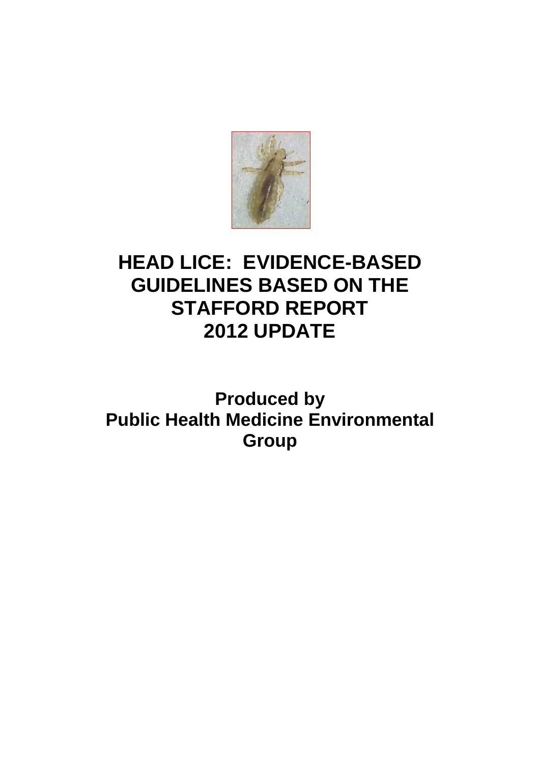# HEAD LICE: EVIDENCE-BASED GUIDELINES BASED ON THE STAFFORD REPORT 2012 UPDATE

**Produced by Public Health Medicine Environmental Group**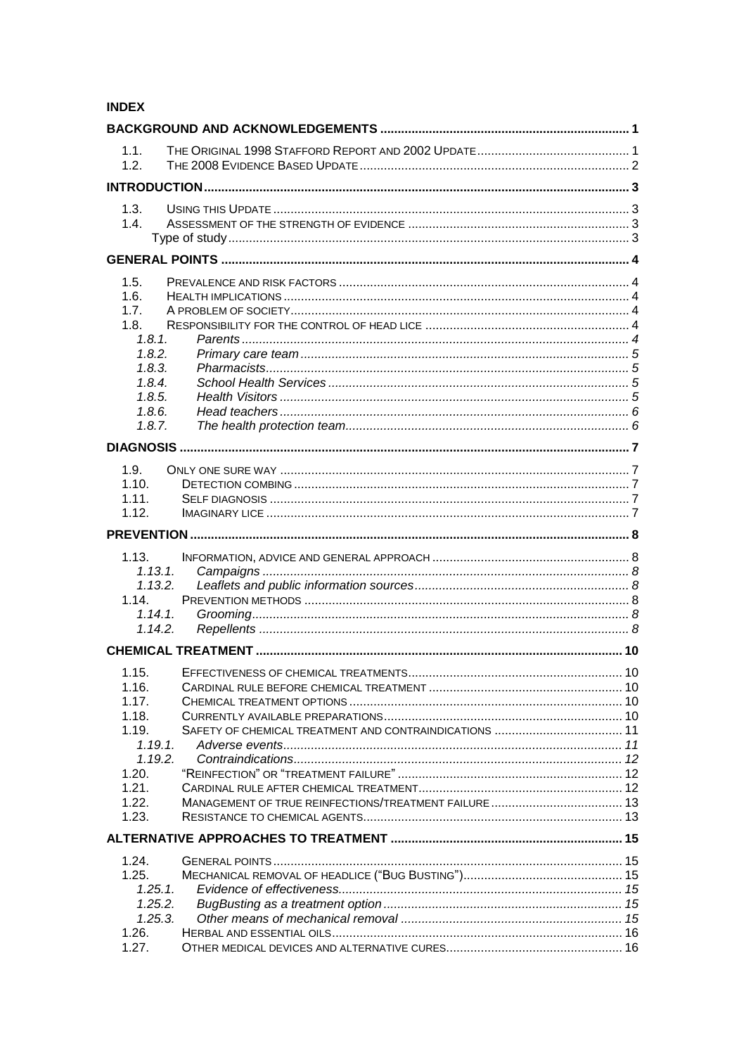**INDEX**

**BACKGROUND AND ACKNOWLEDGEMENTS** .......... 1

- 1.1. THE ORIGINAL 1998 STAFFORD REPORT AND 2002 UPDATE .......... 1
- 1.2. THE 2008 EVIDENCE BASED UPDATE .......... 2

**INTRODUCTION** .......... 3

- 1.3. USING THIS UPDATE .......... 3
- 1.4. ASSESSMENT OF THE STRENGTH OF EVIDENCE .......... 3
  - Type of study .......... 3

**GENERAL POINTS** .......... 4

- 1.5. PREVALENCE AND RISK FACTORS .......... 4
- 1.6. HEALTH IMPLICATIONS .......... 4
- 1.7. A PROBLEM OF SOCIETY .......... 4
- 1.8. RESPONSIBILITY FOR THE CONTROL OF HEAD LICE .......... 4
  - 1.8.1. *Parents* .......... 4
  - 1.8.2. *Primary care team* .......... 5
  - 1.8.3. *Pharmacists* .......... 5
  - 1.8.4. *School Health Services* .......... 5
  - 1.8.5. *Health Visitors* .......... 5
  - 1.8.6. *Head teachers* .......... 6
  - 1.8.7. *The health protection team* .......... 6

**DIAGNOSIS** .......... 7

- 1.9. ONLY ONE SURE WAY .......... 7
- 1.10. DETECTION COMBING .......... 7
- 1.11. SELF DIAGNOSIS .......... 7
- 1.12. IMAGINARY LICE .......... 7

**PREVENTION** .......... 8

- 1.13. INFORMATION, ADVICE AND GENERAL APPROACH .......... 8
  - 1.13.1. *Campaigns* .......... 8
  - 1.13.2. *Leaflets and public information sources* .......... 8
- 1.14. PREVENTION METHODS .......... 8
  - 1.14.1. *Grooming* .......... 8
  - 1.14.2. *Repellents* .......... 8

**CHEMICAL TREATMENT** .......... 10

- 1.15. EFFECTIVENESS OF CHEMICAL TREATMENTS .......... 10
- 1.16. CARDINAL RULE BEFORE CHEMICAL TREATMENT .......... 10
- 1.17. CHEMICAL TREATMENT OPTIONS .......... 10
- 1.18. CURRENTLY AVAILABLE PREPARATIONS .......... 10
- 1.19. SAFETY OF CHEMICAL TREATMENT AND CONTRAINDICATIONS .......... 11
  - 1.19.1. *Adverse events* .......... 11
  - 1.19.2. *Contraindications* .......... 12
- 1.20. "REINFECTION" OR "TREATMENT FAILURE" .......... 12
- 1.21. CARDINAL RULE AFTER CHEMICAL TREATMENT .......... 12
- 1.22. MANAGEMENT OF TRUE REINFECTIONS/TREATMENT FAILURE .......... 13
- 1.23. RESISTANCE TO CHEMICAL AGENTS .......... 13

**ALTERNATIVE APPROACHES TO TREATMENT** .......... 15

- 1.24. GENERAL POINTS .......... 15
- 1.25. MECHANICAL REMOVAL OF HEADLICE ("BUG BUSTING") .......... 15
  - 1.25.1. *Evidence of effectiveness* .......... 15
  - 1.25.2. *BugBusting as a treatment option* .......... 15
  - 1.25.3. *Other means of mechanical removal* .......... 15
- 1.26. HERBAL AND ESSENTIAL OILS .......... 16
- 1.27. OTHER MEDICAL DEVICES AND ALTERNATIVE CURES .......... 16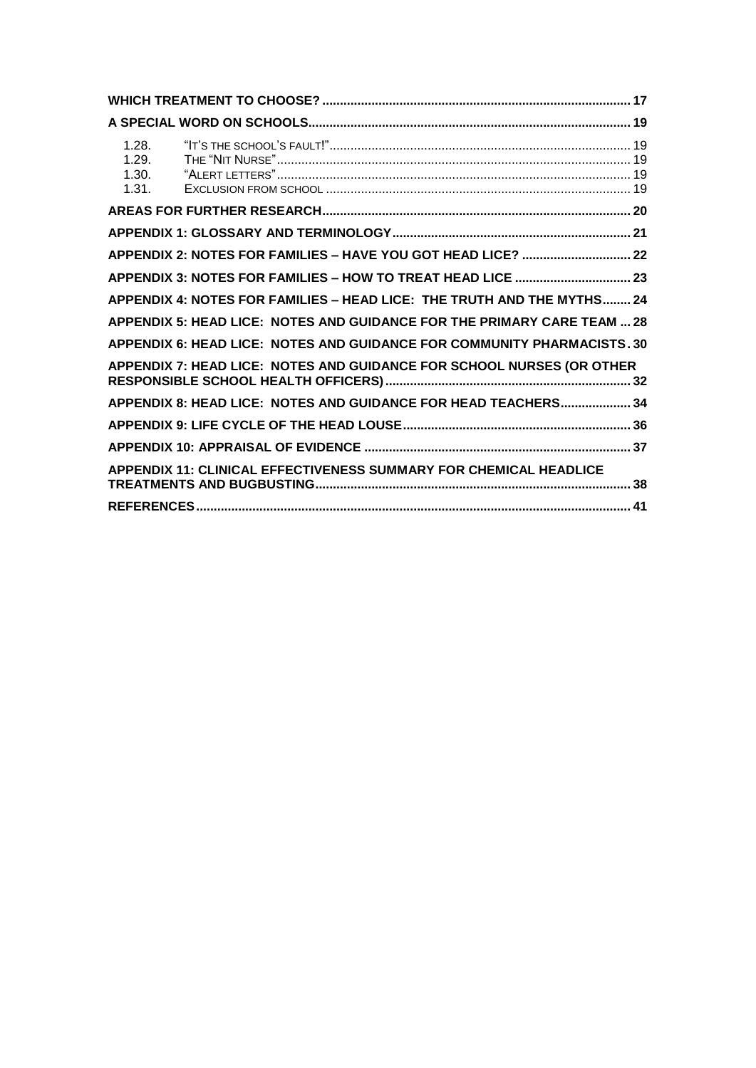**WHICH TREATMENT TO CHOOSE?** .......... 17

**A SPECIAL WORD ON SCHOOLS** .......... 19

- 1.28. "IT'S THE SCHOOL'S FAULT!" .......... 19
- 1.29. THE "NIT NURSE" .......... 19
- 1.30. "ALERT LETTERS" .......... 19
- 1.31. EXCLUSION FROM SCHOOL .......... 19

**AREAS FOR FURTHER RESEARCH** .......... 20

**APPENDIX 1: GLOSSARY AND TERMINOLOGY** .......... 21

**APPENDIX 2: NOTES FOR FAMILIES – HAVE YOU GOT HEAD LICE?** .......... 22

**APPENDIX 3: NOTES FOR FAMILIES – HOW TO TREAT HEAD LICE** .......... 23

**APPENDIX 4: NOTES FOR FAMILIES – HEAD LICE: THE TRUTH AND THE MYTHS** .......... 24

**APPENDIX 5: HEAD LICE: NOTES AND GUIDANCE FOR THE PRIMARY CARE TEAM** .......... 28

**APPENDIX 6: HEAD LICE: NOTES AND GUIDANCE FOR COMMUNITY PHARMACISTS** .......... 30

**APPENDIX 7: HEAD LICE: NOTES AND GUIDANCE FOR SCHOOL NURSES (OR OTHER RESPONSIBLE SCHOOL HEALTH OFFICERS)** .......... 32

**APPENDIX 8: HEAD LICE: NOTES AND GUIDANCE FOR HEAD TEACHERS** .......... 34

**APPENDIX 9: LIFE CYCLE OF THE HEAD LOUSE** .......... 36

**APPENDIX 10: APPRAISAL OF EVIDENCE** .......... 37

**APPENDIX 11: CLINICAL EFFECTIVENESS SUMMARY FOR CHEMICAL HEADLICE TREATMENTS AND BUGBUSTING** .......... 38

**REFERENCES** .......... 41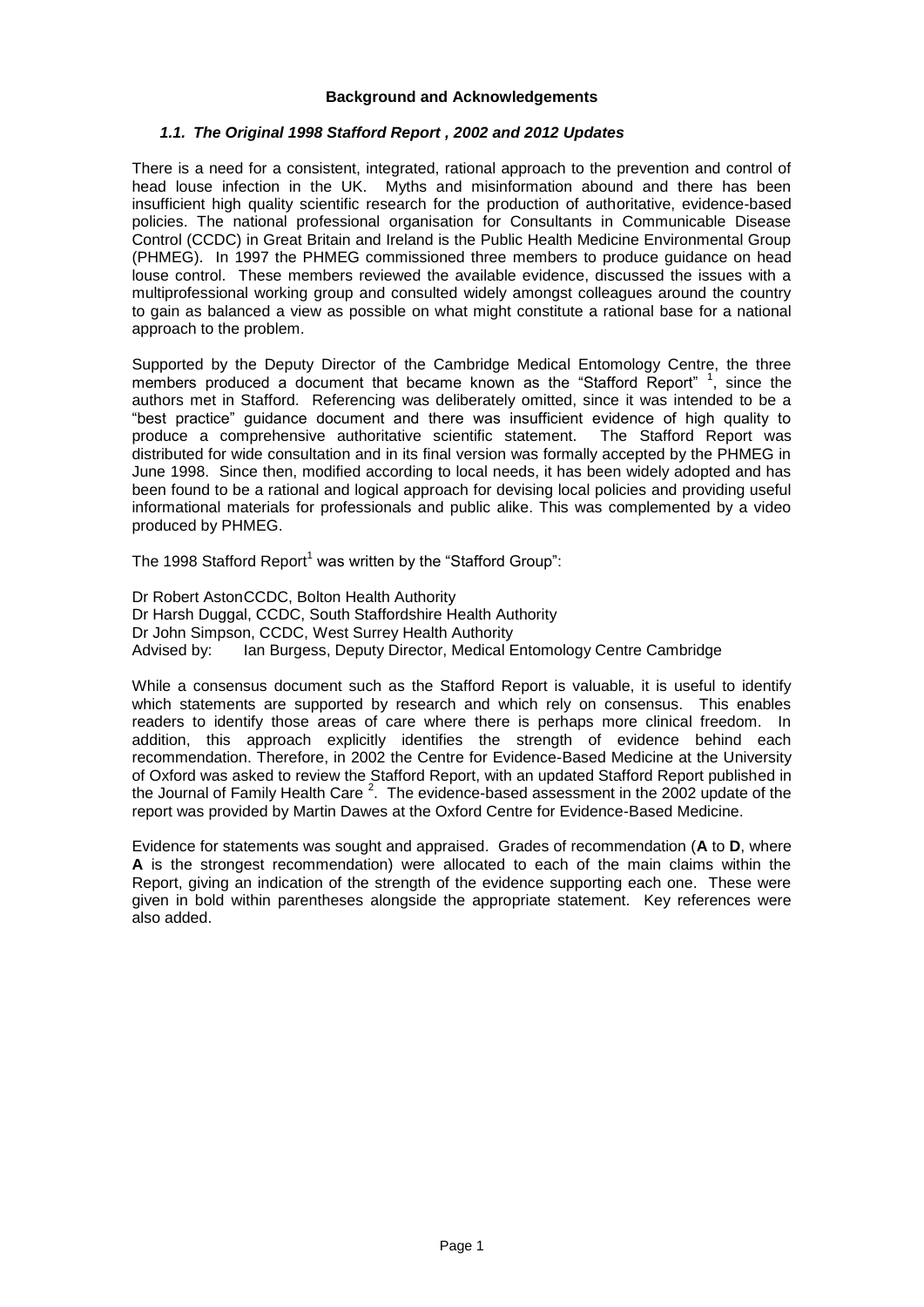**Background and Acknowledgements**

### *1.1. The Original 1998 Stafford Report , 2002 and 2012 Updates*

There is a need for a consistent, integrated, rational approach to the prevention and control of head louse infection in the UK. Myths and misinformation abound and there has been insufficient high quality scientific research for the production of authoritative, evidence-based policies. The national professional organisation for Consultants in Communicable Disease Control (CCDC) in Great Britain and Ireland is the Public Health Medicine Environmental Group (PHMEG). In 1997 the PHMEG commissioned three members to produce guidance on head louse control. These members reviewed the available evidence, discussed the issues with a multiprofessional working group and consulted widely amongst colleagues around the country to gain as balanced a view as possible on what might constitute a rational base for a national approach to the problem.

Supported by the Deputy Director of the Cambridge Medical Entomology Centre, the three members produced a document that became known as the "Stafford Report" [1], since the authors met in Stafford. Referencing was deliberately omitted, since it was intended to be a "best practice" guidance document and there was insufficient evidence of high quality to produce a comprehensive authoritative scientific statement. The Stafford Report was distributed for wide consultation and in its final version was formally accepted by the PHMEG in June 1998. Since then, modified according to local needs, it has been widely adopted and has been found to be a rational and logical approach for devising local policies and providing useful informational materials for professionals and public alike. This was complemented by a video produced by PHMEG.

The 1998 Stafford Report[1] was written by the "Stafford Group":

Dr Robert Aston CCDC, Bolton Health Authority
Dr Harsh Duggal, CCDC, South Staffordshire Health Authority
Dr John Simpson, CCDC, West Surrey Health Authority
Advised by: Ian Burgess, Deputy Director, Medical Entomology Centre Cambridge

While a consensus document such as the Stafford Report is valuable, it is useful to identify which statements are supported by research and which rely on consensus. This enables readers to identify those areas of care where there is perhaps more clinical freedom. In addition, this approach explicitly identifies the strength of evidence behind each recommendation. Therefore, in 2002 the Centre for Evidence-Based Medicine at the University of Oxford was asked to review the Stafford Report, with an updated Stafford Report published in the Journal of Family Health Care [2]. The evidence-based assessment in the 2002 update of the report was provided by Martin Dawes at the Oxford Centre for Evidence-Based Medicine.

Evidence for statements was sought and appraised. Grades of recommendation (**A** to **D**, where **A** is the strongest recommendation) were allocated to each of the main claims within the Report, giving an indication of the strength of the evidence supporting each one. These were given in bold within parentheses alongside the appropriate statement. Key references were also added.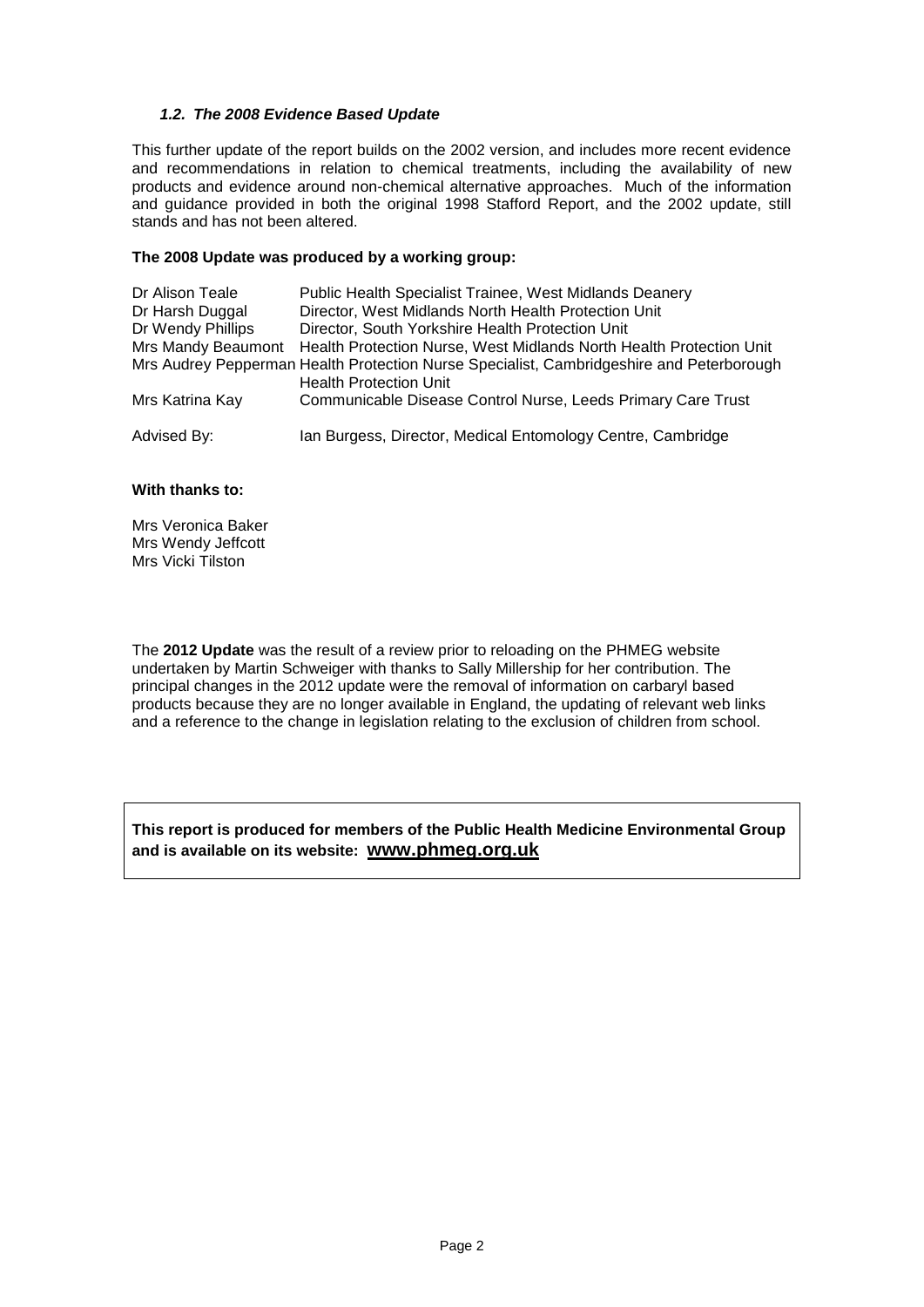### *1.2. The 2008 Evidence Based Update*

This further update of the report builds on the 2002 version, and includes more recent evidence and recommendations in relation to chemical treatments, including the availability of new products and evidence around non-chemical alternative approaches. Much of the information and guidance provided in both the original 1998 Stafford Report, and the 2002 update, still stands and has not been altered.

**The 2008 Update was produced by a working group:**

| | |
|---|---|
| Dr Alison Teale | Public Health Specialist Trainee, West Midlands Deanery |
| Dr Harsh Duggal | Director, West Midlands North Health Protection Unit |
| Dr Wendy Phillips | Director, South Yorkshire Health Protection Unit |
| Mrs Mandy Beaumont | Health Protection Nurse, West Midlands North Health Protection Unit |
| Mrs Audrey Pepperman | Health Protection Nurse Specialist, Cambridgeshire and Peterborough Health Protection Unit |
| Mrs Katrina Kay | Communicable Disease Control Nurse, Leeds Primary Care Trust |
| Advised By: | Ian Burgess, Director, Medical Entomology Centre, Cambridge |

**With thanks to:**

Mrs Veronica Baker
Mrs Wendy Jeffcott
Mrs Vicki Tilston

The **2012 Update** was the result of a review prior to reloading on the PHMEG website undertaken by Martin Schweiger with thanks to Sally Millership for her contribution. The principal changes in the 2012 update were the removal of information on carbaryl based products because they are no longer available in England, the updating of relevant web links and a reference to the change in legislation relating to the exclusion of children from school.

**This report is produced for members of the Public Health Medicine Environmental Group and is available on its website: www.phmeg.org.uk**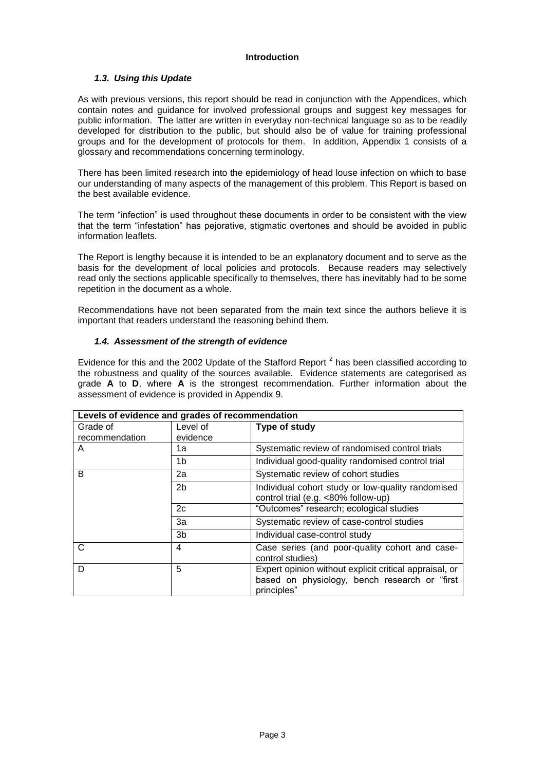**Introduction**

### *1.3. Using this Update*

As with previous versions, this report should be read in conjunction with the Appendices, which contain notes and guidance for involved professional groups and suggest key messages for public information. The latter are written in everyday non-technical language so as to be readily developed for distribution to the public, but should also be of value for training professional groups and for the development of protocols for them. In addition, Appendix 1 consists of a glossary and recommendations concerning terminology.

There has been limited research into the epidemiology of head louse infection on which to base our understanding of many aspects of the management of this problem. This Report is based on the best available evidence.

The term "infection" is used throughout these documents in order to be consistent with the view that the term "infestation" has pejorative, stigmatic overtones and should be avoided in public information leaflets.

The Report is lengthy because it is intended to be an explanatory document and to serve as the basis for the development of local policies and protocols. Because readers may selectively read only the sections applicable specifically to themselves, there has inevitably had to be some repetition in the document as a whole.

Recommendations have not been separated from the main text since the authors believe it is important that readers understand the reasoning behind them.

### *1.4. Assessment of the strength of evidence*

Evidence for this and the 2002 Update of the Stafford Report [2] has been classified according to the robustness and quality of the sources available. Evidence statements are categorised as grade **A** to **D**, where **A** is the strongest recommendation. Further information about the assessment of evidence is provided in Appendix 9.

| **Levels of evidence and grades of recommendation** | | |
|---|---|---|
| Grade of recommendation | Level of evidence | **Type of study** |
| A | 1a | Systematic review of randomised control trials |
| | 1b | Individual good-quality randomised control trial |
| B | 2a | Systematic review of cohort studies |
| | 2b | Individual cohort study or low-quality randomised control trial (e.g. <80% follow-up) |
| | 2c | "Outcomes" research; ecological studies |
| | 3a | Systematic review of case-control studies |
| | 3b | Individual case-control study |
| C | 4 | Case series (and poor-quality cohort and case-control studies) |
| D | 5 | Expert opinion without explicit critical appraisal, or based on physiology, bench research or "first principles" |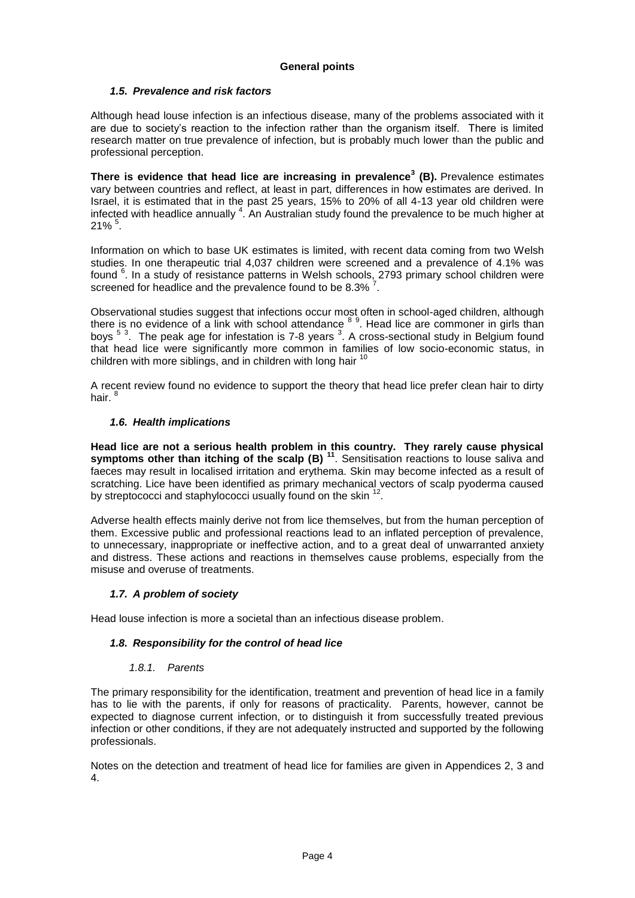**General points**

### *1.5. Prevalence and risk factors*

Although head louse infection is an infectious disease, many of the problems associated with it are due to society's reaction to the infection rather than the organism itself. There is limited research matter on true prevalence of infection, but is probably much lower than the public and professional perception.

**There is evidence that head lice are increasing in prevalence[3] (B).** Prevalence estimates vary between countries and reflect, at least in part, differences in how estimates are derived. In Israel, it is estimated that in the past 25 years, 15% to 20% of all 4-13 year old children were infected with headlice annually [4]. An Australian study found the prevalence to be much higher at 21% [5].

Information on which to base UK estimates is limited, with recent data coming from two Welsh studies. In one therapeutic trial 4,037 children were screened and a prevalence of 4.1% was found [6]. In a study of resistance patterns in Welsh schools, 2793 primary school children were screened for headlice and the prevalence found to be 8.3% [7].

Observational studies suggest that infections occur most often in school-aged children, although there is no evidence of a link with school attendance [8 9]. Head lice are commoner in girls than boys [5 3]. The peak age for infestation is 7-8 years [3]. A cross-sectional study in Belgium found that head lice were significantly more common in families of low socio-economic status, in children with more siblings, and in children with long hair [10]

A recent review found no evidence to support the theory that head lice prefer clean hair to dirty hair. [8]

### *1.6. Health implications*

**Head lice are not a serious health problem in this country. They rarely cause physical symptoms other than itching of the scalp (B) [11]**. Sensitisation reactions to louse saliva and faeces may result in localised irritation and erythema. Skin may become infected as a result of scratching. Lice have been identified as primary mechanical vectors of scalp pyoderma caused by streptococci and staphylococci usually found on the skin [12].

Adverse health effects mainly derive not from lice themselves, but from the human perception of them. Excessive public and professional reactions lead to an inflated perception of prevalence, to unnecessary, inappropriate or ineffective action, and to a great deal of unwarranted anxiety and distress. These actions and reactions in themselves cause problems, especially from the misuse and overuse of treatments.

### *1.7. A problem of society*

Head louse infection is more a societal than an infectious disease problem.

### *1.8. Responsibility for the control of head lice*

#### *1.8.1. Parents*

The primary responsibility for the identification, treatment and prevention of head lice in a family has to lie with the parents, if only for reasons of practicality. Parents, however, cannot be expected to diagnose current infection, or to distinguish it from successfully treated previous infection or other conditions, if they are not adequately instructed and supported by the following professionals.

Notes on the detection and treatment of head lice for families are given in Appendices 2, 3 and 4.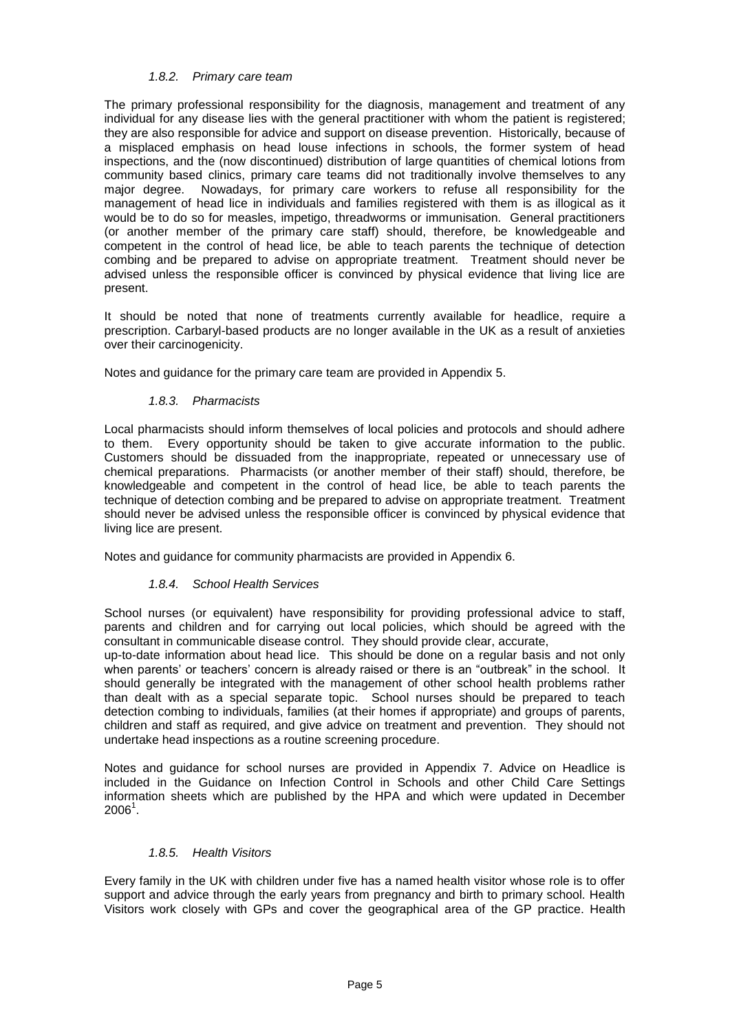### *1.8.2. Primary care team*

The primary professional responsibility for the diagnosis, management and treatment of any individual for any disease lies with the general practitioner with whom the patient is registered; they are also responsible for advice and support on disease prevention. Historically, because of a misplaced emphasis on head louse infections in schools, the former system of head inspections, and the (now discontinued) distribution of large quantities of chemical lotions from community based clinics, primary care teams did not traditionally involve themselves to any major degree. Nowadays, for primary care workers to refuse all responsibility for the management of head lice in individuals and families registered with them is as illogical as it would be to do so for measles, impetigo, threadworms or immunisation. General practitioners (or another member of the primary care staff) should, therefore, be knowledgeable and competent in the control of head lice, be able to teach parents the technique of detection combing and be prepared to advise on appropriate treatment. Treatment should never be advised unless the responsible officer is convinced by physical evidence that living lice are present.

It should be noted that none of treatments currently available for headlice, require a prescription. Carbaryl-based products are no longer available in the UK as a result of anxieties over their carcinogenicity.

Notes and guidance for the primary care team are provided in Appendix 5.

### *1.8.3. Pharmacists*

Local pharmacists should inform themselves of local policies and protocols and should adhere to them. Every opportunity should be taken to give accurate information to the public. Customers should be dissuaded from the inappropriate, repeated or unnecessary use of chemical preparations. Pharmacists (or another member of their staff) should, therefore, be knowledgeable and competent in the control of head lice, be able to teach parents the technique of detection combing and be prepared to advise on appropriate treatment. Treatment should never be advised unless the responsible officer is convinced by physical evidence that living lice are present.

Notes and guidance for community pharmacists are provided in Appendix 6.

### *1.8.4. School Health Services*

School nurses (or equivalent) have responsibility for providing professional advice to staff, parents and children and for carrying out local policies, which should be agreed with the consultant in communicable disease control. They should provide clear, accurate, up-to-date information about head lice. This should be done on a regular basis and not only when parents' or teachers' concern is already raised or there is an "outbreak" in the school. It should generally be integrated with the management of other school health problems rather than dealt with as a special separate topic. School nurses should be prepared to teach detection combing to individuals, families (at their homes if appropriate) and groups of parents, children and staff as required, and give advice on treatment and prevention. They should not undertake head inspections as a routine screening procedure.

Notes and guidance for school nurses are provided in Appendix 7. Advice on Headlice is included in the Guidance on Infection Control in Schools and other Child Care Settings information sheets which are published by the HPA and which were updated in December 2006[1].

### *1.8.5. Health Visitors*

Every family in the UK with children under five has a named health visitor whose role is to offer support and advice through the early years from pregnancy and birth to primary school. Health Visitors work closely with GPs and cover the geographical area of the GP practice. Health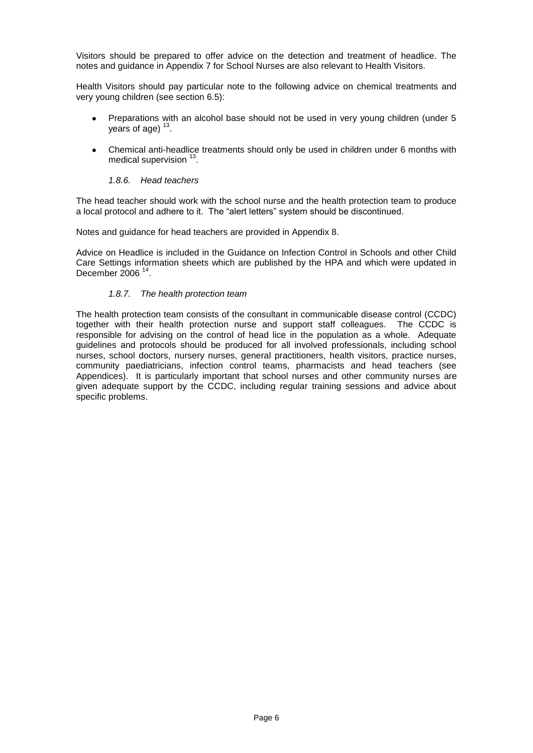Visitors should be prepared to offer advice on the detection and treatment of headlice. The notes and guidance in Appendix 7 for School Nurses are also relevant to Health Visitors.

Health Visitors should pay particular note to the following advice on chemical treatments and very young children (see section 6.5):

- Preparations with an alcohol base should not be used in very young children (under 5 years of age) [13].
- Chemical anti-headlice treatments should only be used in children under 6 months with medical supervision [13].

#### *1.8.6. Head teachers*

The head teacher should work with the school nurse and the health protection team to produce a local protocol and adhere to it. The "alert letters" system should be discontinued.

Notes and guidance for head teachers are provided in Appendix 8.

Advice on Headlice is included in the Guidance on Infection Control in Schools and other Child Care Settings information sheets which are published by the HPA and which were updated in December 2006 [14].

#### *1.8.7. The health protection team*

The health protection team consists of the consultant in communicable disease control (CCDC) together with their health protection nurse and support staff colleagues. The CCDC is responsible for advising on the control of head lice in the population as a whole. Adequate guidelines and protocols should be produced for all involved professionals, including school nurses, school doctors, nursery nurses, general practitioners, health visitors, practice nurses, community paediatricians, infection control teams, pharmacists and head teachers (see Appendices). It is particularly important that school nurses and other community nurses are given adequate support by the CCDC, including regular training sessions and advice about specific problems.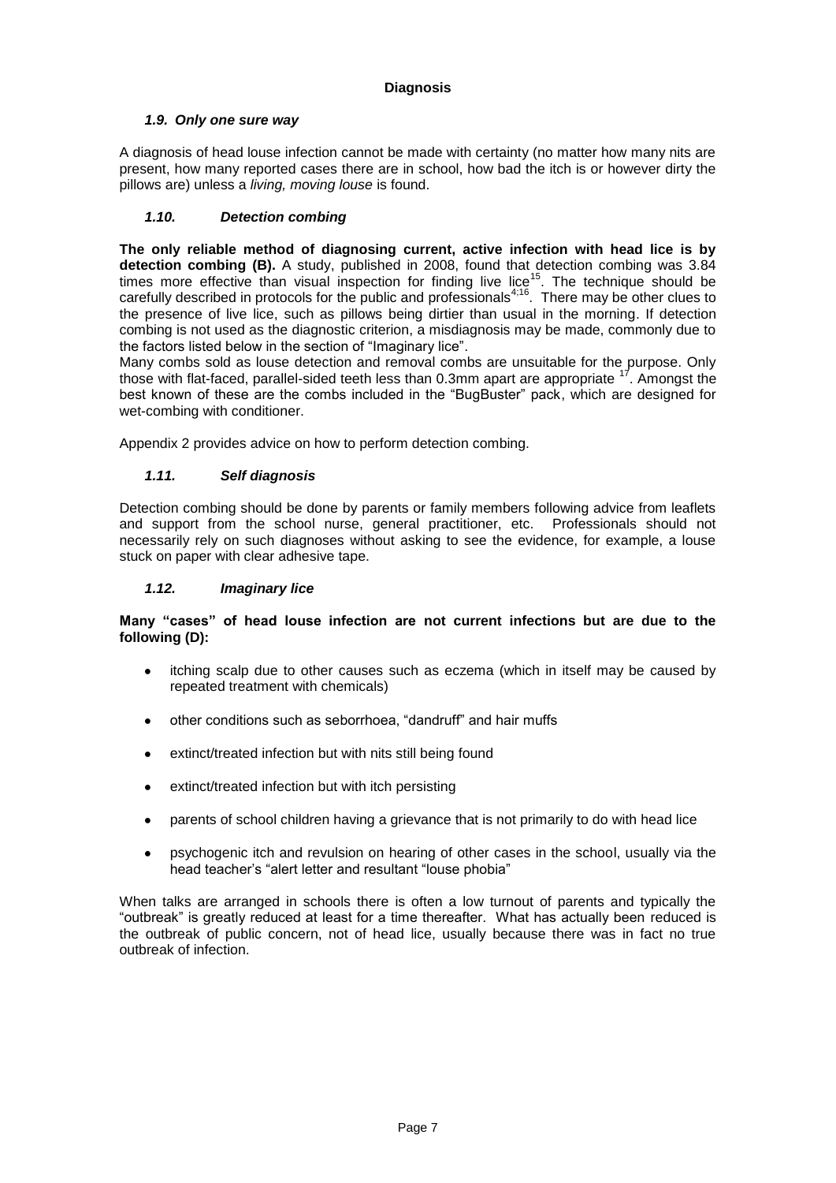## Diagnosis

### *1.9. Only one sure way*

A diagnosis of head louse infection cannot be made with certainty (no matter how many nits are present, how many reported cases there are in school, how bad the itch is or however dirty the pillows are) unless a *living, moving louse* is found.

### *1.10. Detection combing*

**The only reliable method of diagnosing current, active infection with head lice is by detection combing (B).** A study, published in 2008, found that detection combing was 3.84 times more effective than visual inspection for finding live lice[15]. The technique should be carefully described in protocols for the public and professionals[4;16]. There may be other clues to the presence of live lice, such as pillows being dirtier than usual in the morning. If detection combing is not used as the diagnostic criterion, a misdiagnosis may be made, commonly due to the factors listed below in the section of "Imaginary lice".

Many combs sold as louse detection and removal combs are unsuitable for the purpose. Only those with flat-faced, parallel-sided teeth less than 0.3mm apart are appropriate [17]. Amongst the best known of these are the combs included in the "BugBuster" pack, which are designed for wet-combing with conditioner.

Appendix 2 provides advice on how to perform detection combing.

### *1.11. Self diagnosis*

Detection combing should be done by parents or family members following advice from leaflets and support from the school nurse, general practitioner, etc. Professionals should not necessarily rely on such diagnoses without asking to see the evidence, for example, a louse stuck on paper with clear adhesive tape.

### *1.12. Imaginary lice*

**Many "cases" of head louse infection are not current infections but are due to the following (D):**

- itching scalp due to other causes such as eczema (which in itself may be caused by repeated treatment with chemicals)
- other conditions such as seborrhoea, "dandruff" and hair muffs
- extinct/treated infection but with nits still being found
- extinct/treated infection but with itch persisting
- parents of school children having a grievance that is not primarily to do with head lice
- psychogenic itch and revulsion on hearing of other cases in the school, usually via the head teacher's "alert letter and resultant "louse phobia"

When talks are arranged in schools there is often a low turnout of parents and typically the "outbreak" is greatly reduced at least for a time thereafter. What has actually been reduced is the outbreak of public concern, not of head lice, usually because there was in fact no true outbreak of infection.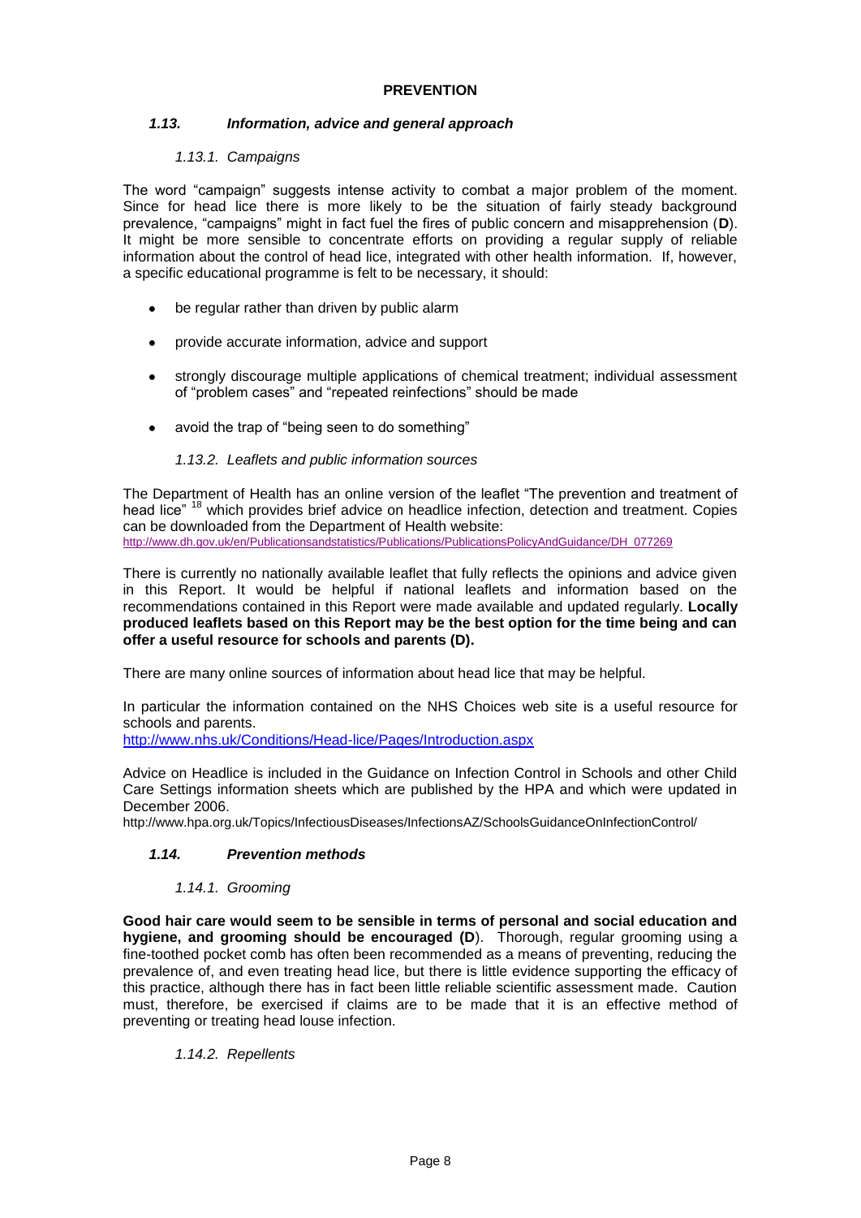## PREVENTION

### *1.13. Information, advice and general approach*

*1.13.1. Campaigns*

The word "campaign" suggests intense activity to combat a major problem of the moment. Since for head lice there is more likely to be the situation of fairly steady background prevalence, "campaigns" might in fact fuel the fires of public concern and misapprehension (**D**). It might be more sensible to concentrate efforts on providing a regular supply of reliable information about the control of head lice, integrated with other health information. If, however, a specific educational programme is felt to be necessary, it should:

- be regular rather than driven by public alarm
- provide accurate information, advice and support
- strongly discourage multiple applications of chemical treatment; individual assessment of "problem cases" and "repeated reinfections" should be made
- avoid the trap of "being seen to do something"

*1.13.2. Leaflets and public information sources*

The Department of Health has an online version of the leaflet "The prevention and treatment of head lice" [18] which provides brief advice on headlice infection, detection and treatment. Copies can be downloaded from the Department of Health website:
http://www.dh.gov.uk/en/Publicationsandstatistics/Publications/PublicationsPolicyAndGuidance/DH_077269

There is currently no nationally available leaflet that fully reflects the opinions and advice given in this Report. It would be helpful if national leaflets and information based on the recommendations contained in this Report were made available and updated regularly. **Locally produced leaflets based on this Report may be the best option for the time being and can offer a useful resource for schools and parents (D).**

There are many online sources of information about head lice that may be helpful.

In particular the information contained on the NHS Choices web site is a useful resource for schools and parents.
http://www.nhs.uk/Conditions/Head-lice/Pages/Introduction.aspx

Advice on Headlice is included in the Guidance on Infection Control in Schools and other Child Care Settings information sheets which are published by the HPA and which were updated in December 2006.
http://www.hpa.org.uk/Topics/InfectiousDiseases/InfectionsAZ/SchoolsGuidanceOnInfectionControl/

### *1.14. Prevention methods*

*1.14.1. Grooming*

**Good hair care would seem to be sensible in terms of personal and social education and hygiene, and grooming should be encouraged (D**). Thorough, regular grooming using a fine-toothed pocket comb has often been recommended as a means of preventing, reducing the prevalence of, and even treating head lice, but there is little evidence supporting the efficacy of this practice, although there has in fact been little reliable scientific assessment made. Caution must, therefore, be exercised if claims are to be made that it is an effective method of preventing or treating head louse infection.

*1.14.2. Repellents*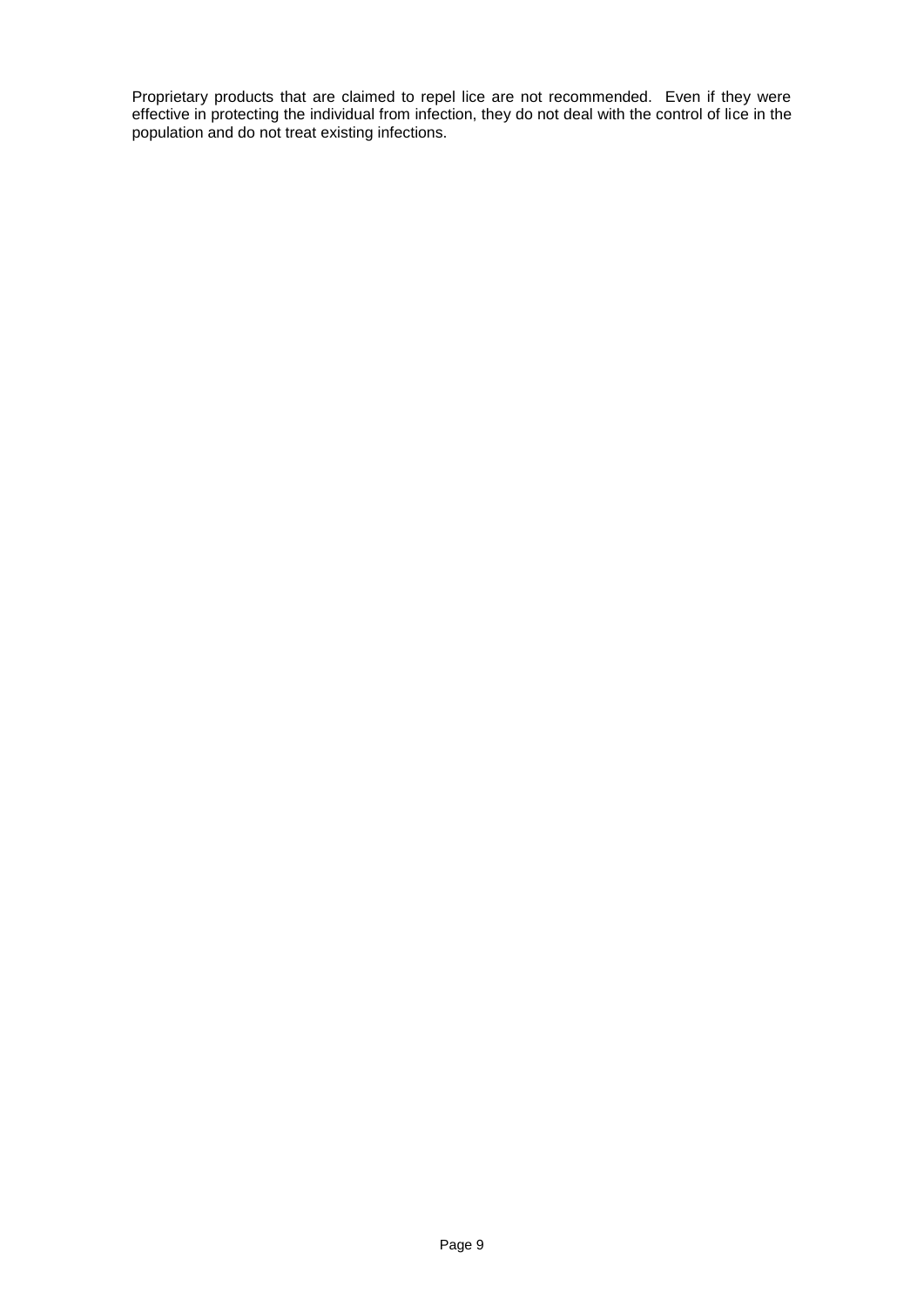Proprietary products that are claimed to repel lice are not recommended. Even if they were effective in protecting the individual from infection, they do not deal with the control of lice in the population and do not treat existing infections.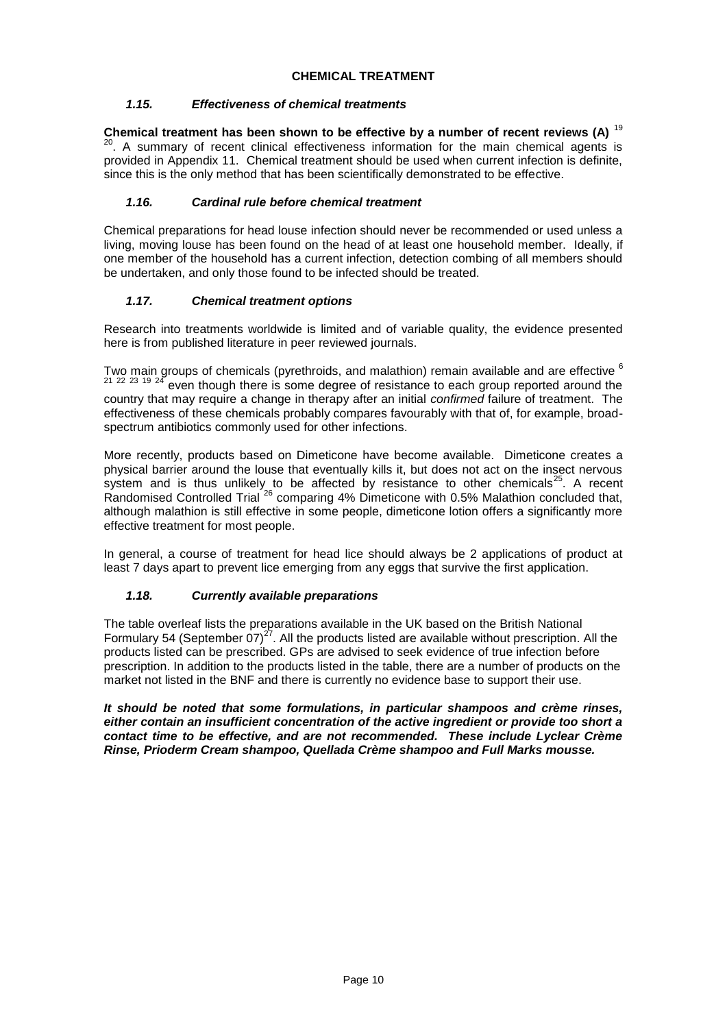## CHEMICAL TREATMENT

### *1.15. Effectiveness of chemical treatments*

**Chemical treatment has been shown to be effective by a number of recent reviews (A)** [19 20]. A summary of recent clinical effectiveness information for the main chemical agents is provided in Appendix 11. Chemical treatment should be used when current infection is definite, since this is the only method that has been scientifically demonstrated to be effective.

### *1.16. Cardinal rule before chemical treatment*

Chemical preparations for head louse infection should never be recommended or used unless a living, moving louse has been found on the head of at least one household member. Ideally, if one member of the household has a current infection, detection combing of all members should be undertaken, and only those found to be infected should be treated.

### *1.17. Chemical treatment options*

Research into treatments worldwide is limited and of variable quality, the evidence presented here is from published literature in peer reviewed journals.

Two main groups of chemicals (pyrethroids, and malathion) remain available and are effective [6 21 22 23 19 24] even though there is some degree of resistance to each group reported around the country that may require a change in therapy after an initial *confirmed* failure of treatment. The effectiveness of these chemicals probably compares favourably with that of, for example, broad-spectrum antibiotics commonly used for other infections.

More recently, products based on Dimeticone have become available. Dimeticone creates a physical barrier around the louse that eventually kills it, but does not act on the insect nervous system and is thus unlikely to be affected by resistance to other chemicals[25]. A recent Randomised Controlled Trial [26] comparing 4% Dimeticone with 0.5% Malathion concluded that, although malathion is still effective in some people, dimeticone lotion offers a significantly more effective treatment for most people.

In general, a course of treatment for head lice should always be 2 applications of product at least 7 days apart to prevent lice emerging from any eggs that survive the first application.

### *1.18. Currently available preparations*

The table overleaf lists the preparations available in the UK based on the British National Formulary 54 (September 07)[27]. All the products listed are available without prescription. All the products listed can be prescribed. GPs are advised to seek evidence of true infection before prescription. In addition to the products listed in the table, there are a number of products on the market not listed in the BNF and there is currently no evidence base to support their use.

***It should be noted that some formulations, in particular shampoos and crème rinses, either contain an insufficient concentration of the active ingredient or provide too short a contact time to be effective, and are not recommended. These include Lyclear Crème Rinse, Prioderm Cream shampoo, Quellada Crème shampoo and Full Marks mousse.***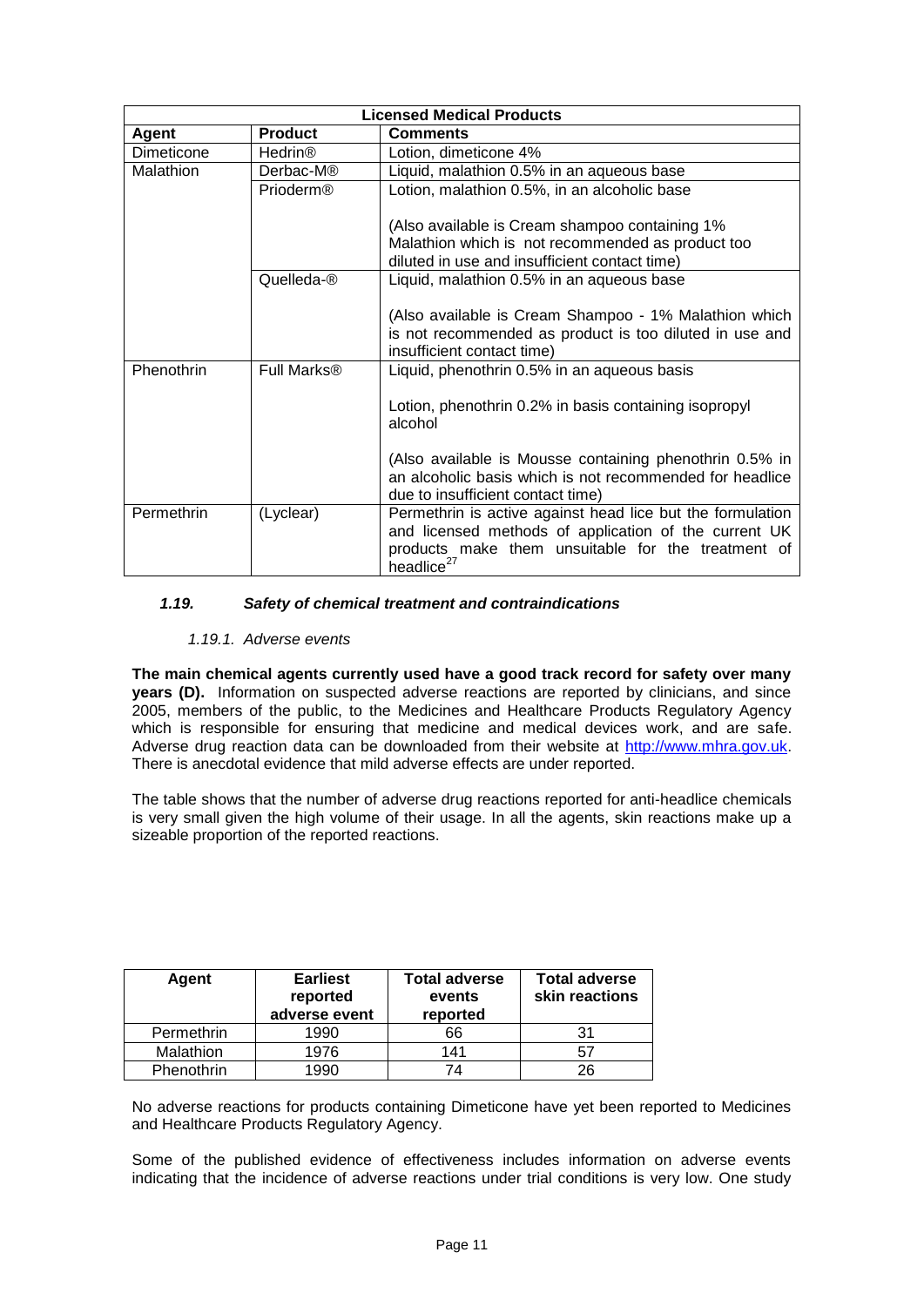| Licensed Medical Products | | |
|---|---|---|
| **Agent** | **Product** | **Comments** |
| Dimeticone | Hedrin® | Lotion, dimeticone 4% |
| Malathion | Derbac-M® | Liquid, malathion 0.5% in an aqueous base |
| | Prioderm® | Lotion, malathion 0.5%, in an alcoholic base<br><br>(Also available is Cream shampoo containing 1% Malathion which is not recommended as product too diluted in use and insufficient contact time) |
| | Quelleda-® | Liquid, malathion 0.5% in an aqueous base<br><br>(Also available is Cream Shampoo - 1% Malathion which is not recommended as product is too diluted in use and insufficient contact time) |
| Phenothrin | Full Marks® | Liquid, phenothrin 0.5% in an aqueous basis<br><br>Lotion, phenothrin 0.2% in basis containing isopropyl alcohol<br><br>(Also available is Mousse containing phenothrin 0.5% in an alcoholic basis which is not recommended for headlice due to insufficient contact time) |
| Permethrin | (Lyclear) | Permethrin is active against head lice but the formulation and licensed methods of application of the current UK products make them unsuitable for the treatment of headlice[27] |

### *1.19. Safety of chemical treatment and contraindications*

#### *1.19.1. Adverse events*

**The main chemical agents currently used have a good track record for safety over many years (D).** Information on suspected adverse reactions are reported by clinicians, and since 2005, members of the public, to the Medicines and Healthcare Products Regulatory Agency which is responsible for ensuring that medicine and medical devices work, and are safe. Adverse drug reaction data can be downloaded from their website at http://www.mhra.gov.uk. There is anecdotal evidence that mild adverse effects are under reported.

The table shows that the number of adverse drug reactions reported for anti-headlice chemicals is very small given the high volume of their usage. In all the agents, skin reactions make up a sizeable proportion of the reported reactions.

| Agent | Earliest reported adverse event | Total adverse events reported | Total adverse skin reactions |
|---|---|---|---|
| Permethrin | 1990 | 66 | 31 |
| Malathion | 1976 | 141 | 57 |
| Phenothrin | 1990 | 74 | 26 |

No adverse reactions for products containing Dimeticone have yet been reported to Medicines and Healthcare Products Regulatory Agency.

Some of the published evidence of effectiveness includes information on adverse events indicating that the incidence of adverse reactions under trial conditions is very low. One study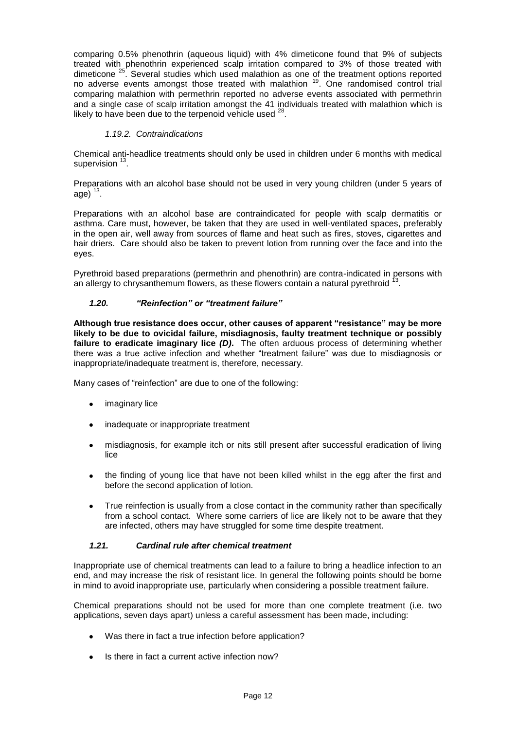comparing 0.5% phenothrin (aqueous liquid) with 4% dimeticone found that 9% of subjects treated with phenothrin experienced scalp irritation compared to 3% of those treated with dimeticone [25]. Several studies which used malathion as one of the treatment options reported no adverse events amongst those treated with malathion [19]. One randomised control trial comparing malathion with permethrin reported no adverse events associated with permethrin and a single case of scalp irritation amongst the 41 individuals treated with malathion which is likely to have been due to the terpenoid vehicle used [28].

#### *1.19.2. Contraindications*

Chemical anti-headlice treatments should only be used in children under 6 months with medical supervision [13].

Preparations with an alcohol base should not be used in very young children (under 5 years of age) [13].

Preparations with an alcohol base are contraindicated for people with scalp dermatitis or asthma. Care must, however, be taken that they are used in well-ventilated spaces, preferably in the open air, well away from sources of flame and heat such as fires, stoves, cigarettes and hair driers. Care should also be taken to prevent lotion from running over the face and into the eyes.

Pyrethroid based preparations (permethrin and phenothrin) are contra-indicated in persons with an allergy to chrysanthemum flowers, as these flowers contain a natural pyrethroid [13].

### *1.20. "Reinfection" or "treatment failure"*

**Although true resistance does occur, other causes of apparent "resistance" may be more likely to be due to ovicidal failure, misdiagnosis, faulty treatment technique or possibly failure to eradicate imaginary lice *(D)*.** The often arduous process of determining whether there was a true active infection and whether "treatment failure" was due to misdiagnosis or inappropriate/inadequate treatment is, therefore, necessary.

Many cases of "reinfection" are due to one of the following:

- imaginary lice
- inadequate or inappropriate treatment
- misdiagnosis, for example itch or nits still present after successful eradication of living lice
- the finding of young lice that have not been killed whilst in the egg after the first and before the second application of lotion.
- True reinfection is usually from a close contact in the community rather than specifically from a school contact. Where some carriers of lice are likely not to be aware that they are infected, others may have struggled for some time despite treatment.

### *1.21. Cardinal rule after chemical treatment*

Inappropriate use of chemical treatments can lead to a failure to bring a headlice infection to an end, and may increase the risk of resistant lice. In general the following points should be borne in mind to avoid inappropriate use, particularly when considering a possible treatment failure.

Chemical preparations should not be used for more than one complete treatment (i.e. two applications, seven days apart) unless a careful assessment has been made, including:

- Was there in fact a true infection before application?
- Is there in fact a current active infection now?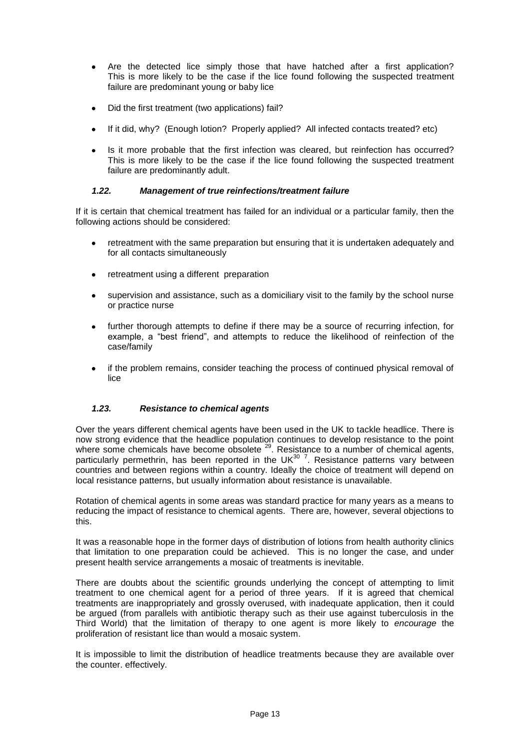- Are the detected lice simply those that have hatched after a first application? This is more likely to be the case if the lice found following the suspected treatment failure are predominant young or baby lice
- Did the first treatment (two applications) fail?
- If it did, why? (Enough lotion? Properly applied? All infected contacts treated? etc)
- Is it more probable that the first infection was cleared, but reinfection has occurred? This is more likely to be the case if the lice found following the suspected treatment failure are predominantly adult.

### *1.22. Management of true reinfections/treatment failure*

If it is certain that chemical treatment has failed for an individual or a particular family, then the following actions should be considered:

- retreatment with the same preparation but ensuring that it is undertaken adequately and for all contacts simultaneously
- retreatment using a different preparation
- supervision and assistance, such as a domiciliary visit to the family by the school nurse or practice nurse
- further thorough attempts to define if there may be a source of recurring infection, for example, a "best friend", and attempts to reduce the likelihood of reinfection of the case/family
- if the problem remains, consider teaching the process of continued physical removal of lice

### *1.23. Resistance to chemical agents*

Over the years different chemical agents have been used in the UK to tackle headlice. There is now strong evidence that the headlice population continues to develop resistance to the point where some chemicals have become obsolete [29]. Resistance to a number of chemical agents, particularly permethrin, has been reported in the UK[30 7]. Resistance patterns vary between countries and between regions within a country. Ideally the choice of treatment will depend on local resistance patterns, but usually information about resistance is unavailable.

Rotation of chemical agents in some areas was standard practice for many years as a means to reducing the impact of resistance to chemical agents. There are, however, several objections to this.

It was a reasonable hope in the former days of distribution of lotions from health authority clinics that limitation to one preparation could be achieved. This is no longer the case, and under present health service arrangements a mosaic of treatments is inevitable.

There are doubts about the scientific grounds underlying the concept of attempting to limit treatment to one chemical agent for a period of three years. If it is agreed that chemical treatments are inappropriately and grossly overused, with inadequate application, then it could be argued (from parallels with antibiotic therapy such as their use against tuberculosis in the Third World) that the limitation of therapy to one agent is more likely to *encourage* the proliferation of resistant lice than would a mosaic system.

It is impossible to limit the distribution of headlice treatments because they are available over the counter. effectively.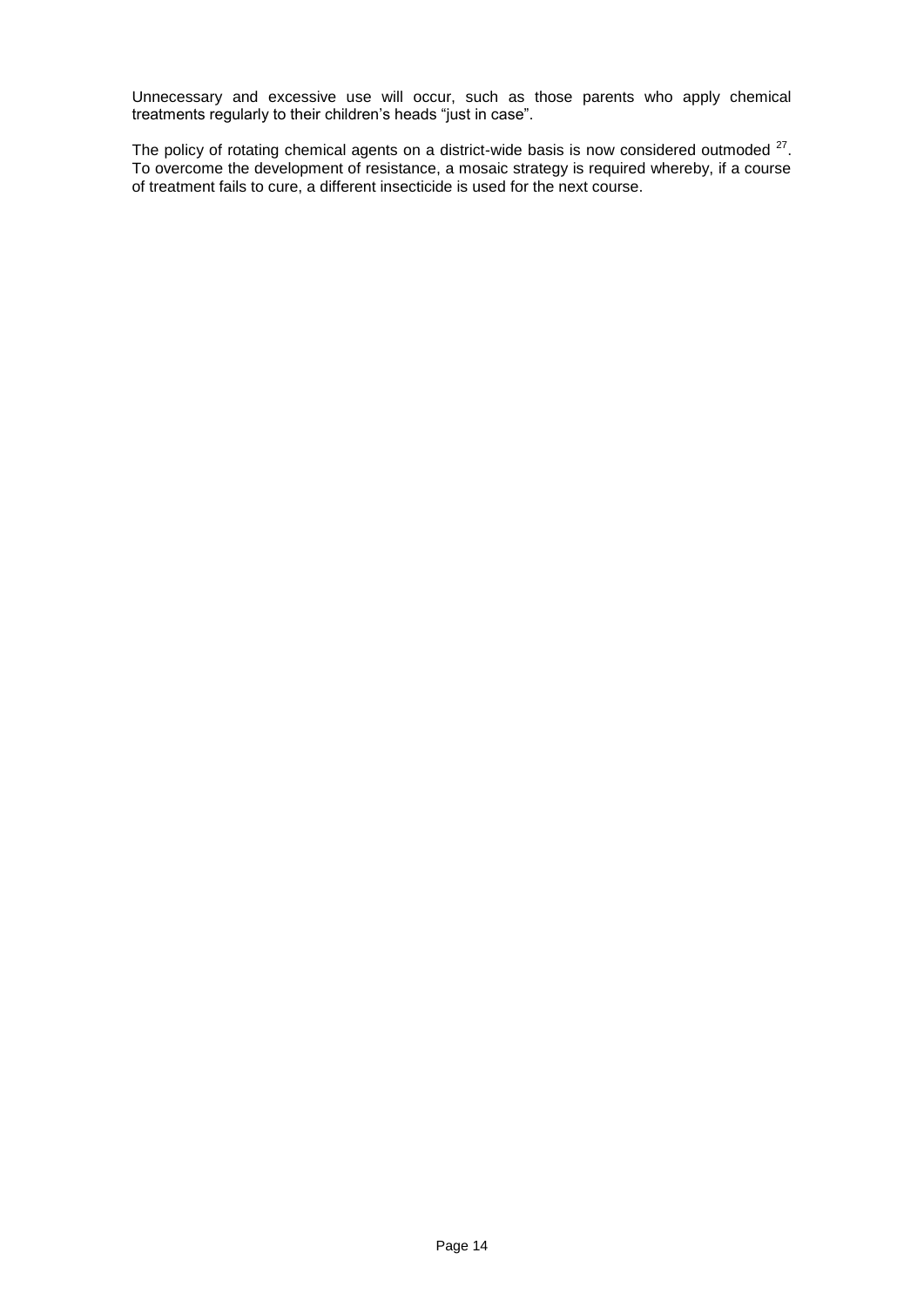Unnecessary and excessive use will occur, such as those parents who apply chemical treatments regularly to their children's heads "just in case".

The policy of rotating chemical agents on a district-wide basis is now considered outmoded [27]. To overcome the development of resistance, a mosaic strategy is required whereby, if a course of treatment fails to cure, a different insecticide is used for the next course.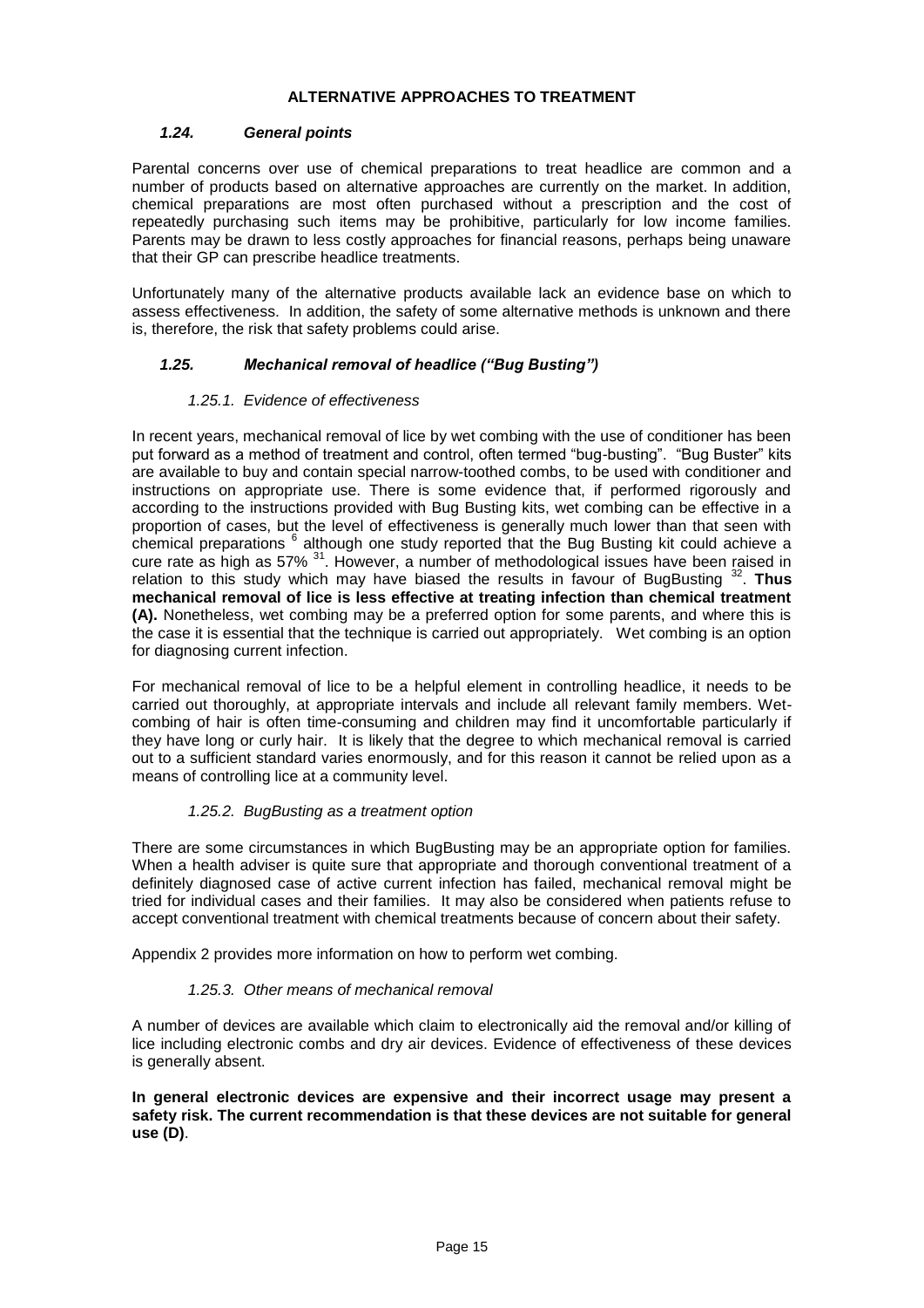## ALTERNATIVE APPROACHES TO TREATMENT

### *1.24. General points*

Parental concerns over use of chemical preparations to treat headlice are common and a number of products based on alternative approaches are currently on the market. In addition, chemical preparations are most often purchased without a prescription and the cost of repeatedly purchasing such items may be prohibitive, particularly for low income families. Parents may be drawn to less costly approaches for financial reasons, perhaps being unaware that their GP can prescribe headlice treatments.

Unfortunately many of the alternative products available lack an evidence base on which to assess effectiveness. In addition, the safety of some alternative methods is unknown and there is, therefore, the risk that safety problems could arise.

### *1.25. Mechanical removal of headlice ("Bug Busting")*

#### *1.25.1. Evidence of effectiveness*

In recent years, mechanical removal of lice by wet combing with the use of conditioner has been put forward as a method of treatment and control, often termed "bug-busting". "Bug Buster" kits are available to buy and contain special narrow-toothed combs, to be used with conditioner and instructions on appropriate use. There is some evidence that, if performed rigorously and according to the instructions provided with Bug Busting kits, wet combing can be effective in a proportion of cases, but the level of effectiveness is generally much lower than that seen with chemical preparations [6] although one study reported that the Bug Busting kit could achieve a cure rate as high as 57% [31]. However, a number of methodological issues have been raised in relation to this study which may have biased the results in favour of BugBusting [32]. **Thus mechanical removal of lice is less effective at treating infection than chemical treatment (A).** Nonetheless, wet combing may be a preferred option for some parents, and where this is the case it is essential that the technique is carried out appropriately. Wet combing is an option for diagnosing current infection.

For mechanical removal of lice to be a helpful element in controlling headlice, it needs to be carried out thoroughly, at appropriate intervals and include all relevant family members. Wet-combing of hair is often time-consuming and children may find it uncomfortable particularly if they have long or curly hair. It is likely that the degree to which mechanical removal is carried out to a sufficient standard varies enormously, and for this reason it cannot be relied upon as a means of controlling lice at a community level.

#### *1.25.2. BugBusting as a treatment option*

There are some circumstances in which BugBusting may be an appropriate option for families. When a health adviser is quite sure that appropriate and thorough conventional treatment of a definitely diagnosed case of active current infection has failed, mechanical removal might be tried for individual cases and their families. It may also be considered when patients refuse to accept conventional treatment with chemical treatments because of concern about their safety.

Appendix 2 provides more information on how to perform wet combing.

#### *1.25.3. Other means of mechanical removal*

A number of devices are available which claim to electronically aid the removal and/or killing of lice including electronic combs and dry air devices. Evidence of effectiveness of these devices is generally absent.

**In general electronic devices are expensive and their incorrect usage may present a safety risk. The current recommendation is that these devices are not suitable for general use (D)**.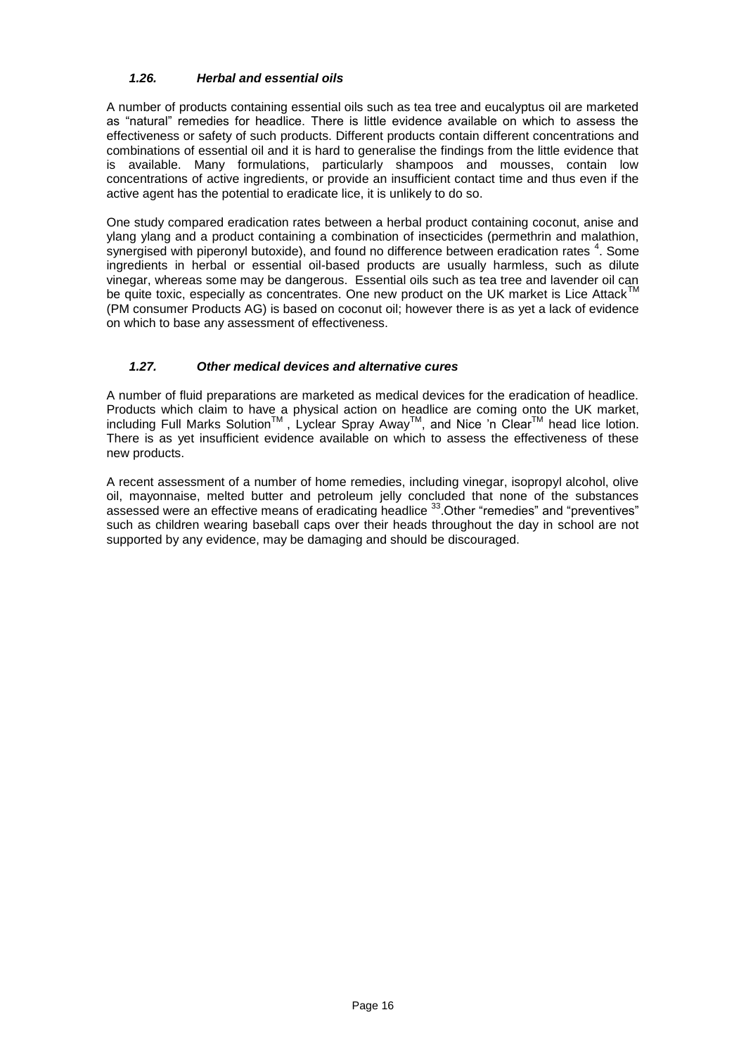### *1.26. Herbal and essential oils*

A number of products containing essential oils such as tea tree and eucalyptus oil are marketed as "natural" remedies for headlice. There is little evidence available on which to assess the effectiveness or safety of such products. Different products contain different concentrations and combinations of essential oil and it is hard to generalise the findings from the little evidence that is available. Many formulations, particularly shampoos and mousses, contain low concentrations of active ingredients, or provide an insufficient contact time and thus even if the active agent has the potential to eradicate lice, it is unlikely to do so.

One study compared eradication rates between a herbal product containing coconut, anise and ylang ylang and a product containing a combination of insecticides (permethrin and malathion, synergised with piperonyl butoxide), and found no difference between eradication rates [4]. Some ingredients in herbal or essential oil-based products are usually harmless, such as dilute vinegar, whereas some may be dangerous. Essential oils such as tea tree and lavender oil can be quite toxic, especially as concentrates. One new product on the UK market is Lice Attack™ (PM consumer Products AG) is based on coconut oil; however there is as yet a lack of evidence on which to base any assessment of effectiveness.

### *1.27. Other medical devices and alternative cures*

A number of fluid preparations are marketed as medical devices for the eradication of headlice. Products which claim to have a physical action on headlice are coming onto the UK market, including Full Marks Solution™ , Lyclear Spray Away™, and Nice 'n Clear™ head lice lotion. There is as yet insufficient evidence available on which to assess the effectiveness of these new products.

A recent assessment of a number of home remedies, including vinegar, isopropyl alcohol, olive oil, mayonnaise, melted butter and petroleum jelly concluded that none of the substances assessed were an effective means of eradicating headlice [33].Other "remedies" and "preventives" such as children wearing baseball caps over their heads throughout the day in school are not supported by any evidence, may be damaging and should be discouraged.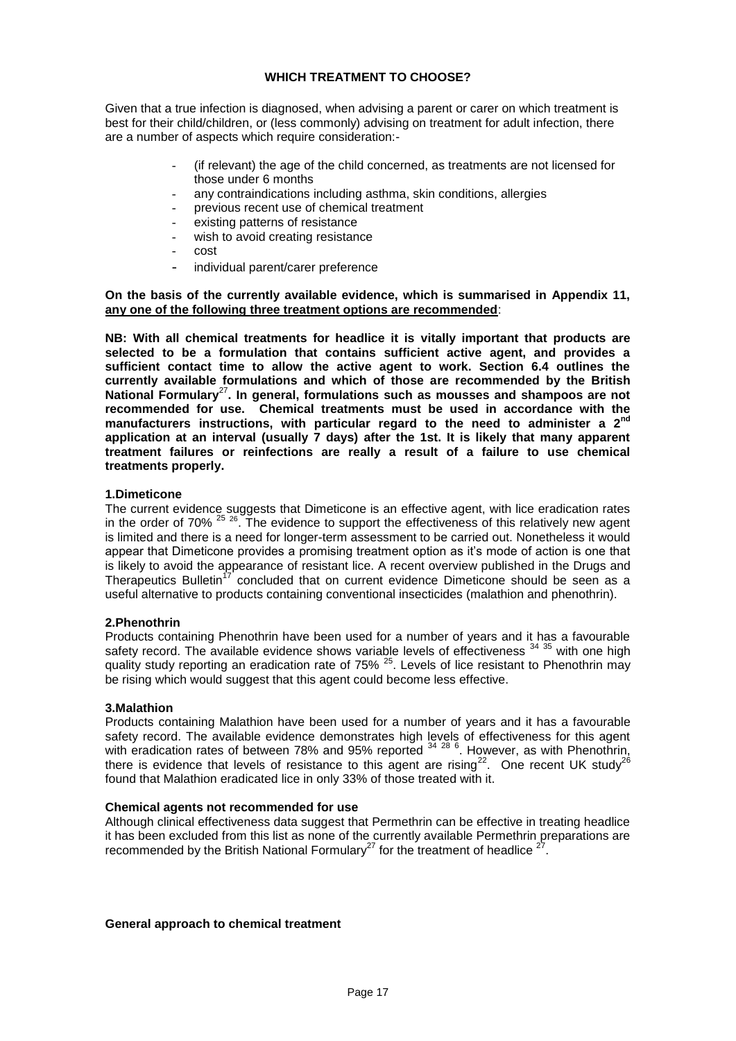## WHICH TREATMENT TO CHOOSE?

Given that a true infection is diagnosed, when advising a parent or carer on which treatment is best for their child/children, or (less commonly) advising on treatment for adult infection, there are a number of aspects which require consideration:-

- (if relevant) the age of the child concerned, as treatments are not licensed for those under 6 months
- any contraindications including asthma, skin conditions, allergies
- previous recent use of chemical treatment
- existing patterns of resistance
- wish to avoid creating resistance
- cost
- individual parent/carer preference

**On the basis of the currently available evidence, which is summarised in Appendix 11, <u>any one of the following three treatment options are recommended</u>:**

**NB: With all chemical treatments for headlice it is vitally important that products are selected to be a formulation that contains sufficient active agent, and provides a sufficient contact time to allow the active agent to work. Section 6.4 outlines the currently available formulations and which of those are recommended by the British National Formulary[27]. In general, formulations such as mousses and shampoos are not recommended for use. Chemical treatments must be used in accordance with the manufacturers instructions, with particular regard to the need to administer a 2nd application at an interval (usually 7 days) after the 1st. It is likely that many apparent treatment failures or reinfections are really a result of a failure to use chemical treatments properly.**

### 1.Dimeticone

The current evidence suggests that Dimeticone is an effective agent, with lice eradication rates in the order of 70% [25 26]. The evidence to support the effectiveness of this relatively new agent is limited and there is a need for longer-term assessment to be carried out. Nonetheless it would appear that Dimeticone provides a promising treatment option as it's mode of action is one that is likely to avoid the appearance of resistant lice. A recent overview published in the Drugs and Therapeutics Bulletin[17] concluded that on current evidence Dimeticone should be seen as a useful alternative to products containing conventional insecticides (malathion and phenothrin).

### 2.Phenothrin

Products containing Phenothrin have been used for a number of years and it has a favourable safety record. The available evidence shows variable levels of effectiveness [34 35] with one high quality study reporting an eradication rate of 75% [25]. Levels of lice resistant to Phenothrin may be rising which would suggest that this agent could become less effective.

### 3.Malathion

Products containing Malathion have been used for a number of years and it has a favourable safety record. The available evidence demonstrates high levels of effectiveness for this agent with eradication rates of between 78% and 95% reported [34 28 6]. However, as with Phenothrin, there is evidence that levels of resistance to this agent are rising[22]. One recent UK study[26] found that Malathion eradicated lice in only 33% of those treated with it.

### Chemical agents not recommended for use

Although clinical effectiveness data suggest that Permethrin can be effective in treating headlice it has been excluded from this list as none of the currently available Permethrin preparations are recommended by the British National Formulary[27] for the treatment of headlice [27].

### General approach to chemical treatment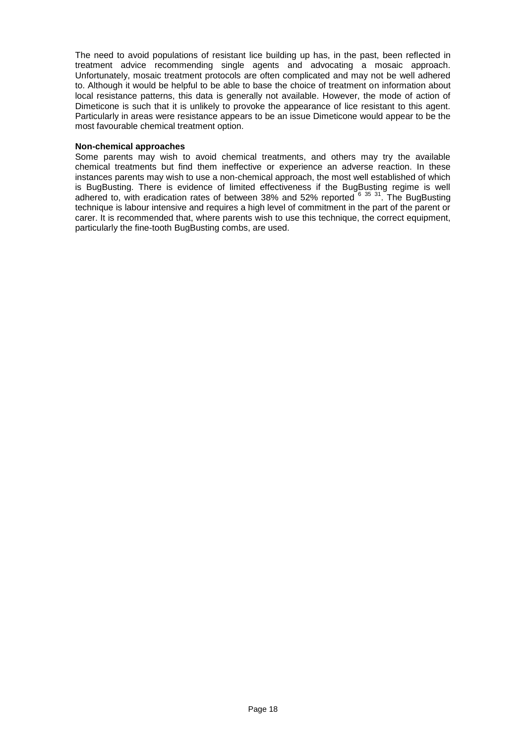The need to avoid populations of resistant lice building up has, in the past, been reflected in treatment advice recommending single agents and advocating a mosaic approach. Unfortunately, mosaic treatment protocols are often complicated and may not be well adhered to. Although it would be helpful to be able to base the choice of treatment on information about local resistance patterns, this data is generally not available. However, the mode of action of Dimeticone is such that it is unlikely to provoke the appearance of lice resistant to this agent. Particularly in areas were resistance appears to be an issue Dimeticone would appear to be the most favourable chemical treatment option.

**Non-chemical approaches**

Some parents may wish to avoid chemical treatments, and others may try the available chemical treatments but find them ineffective or experience an adverse reaction. In these instances parents may wish to use a non-chemical approach, the most well established of which is BugBusting. There is evidence of limited effectiveness if the BugBusting regime is well adhered to, with eradication rates of between 38% and 52% reported [6 35 31]. The BugBusting technique is labour intensive and requires a high level of commitment in the part of the parent or carer. It is recommended that, where parents wish to use this technique, the correct equipment, particularly the fine-tooth BugBusting combs, are used.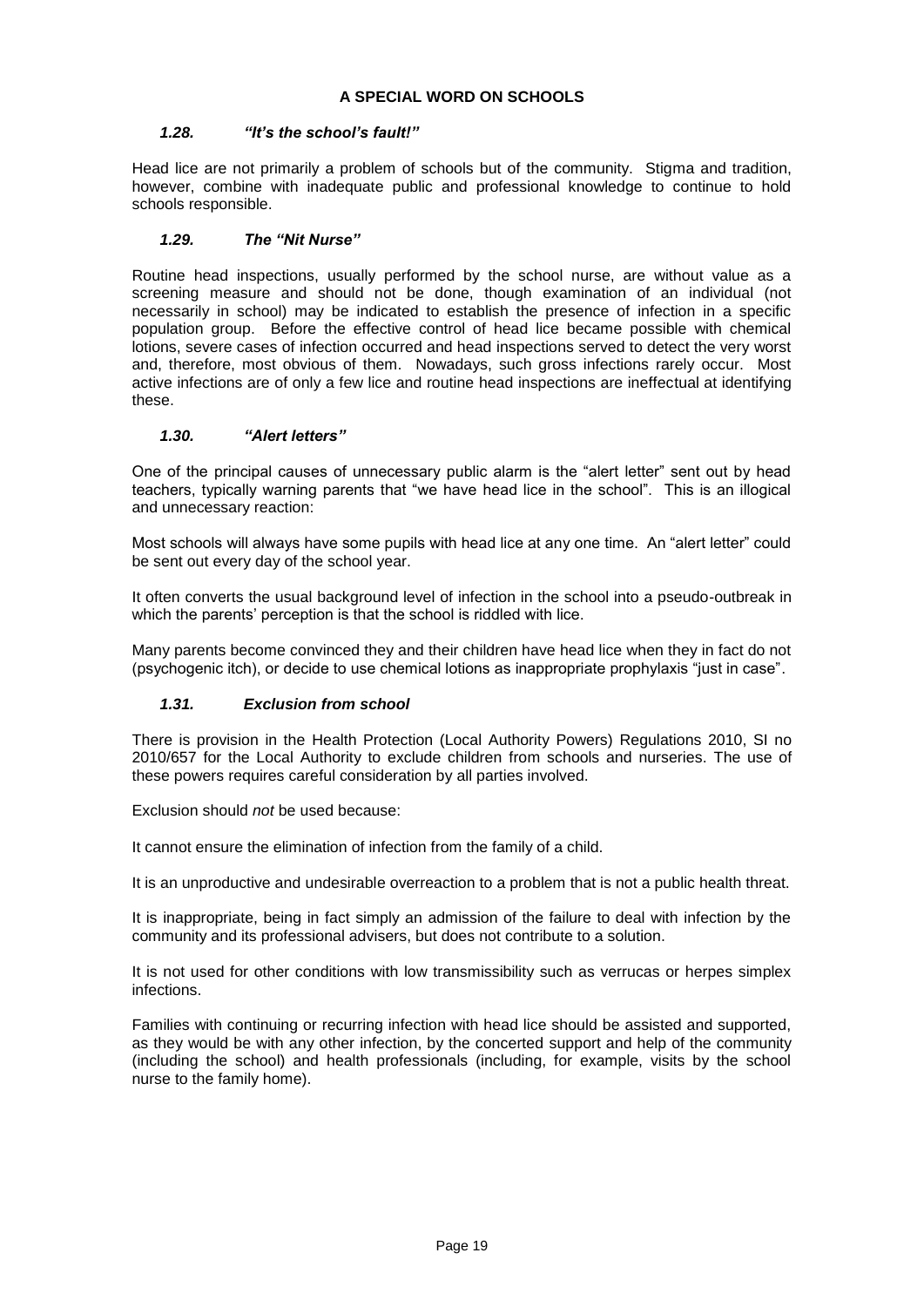## A SPECIAL WORD ON SCHOOLS

### *1.28. "It's the school's fault!"*

Head lice are not primarily a problem of schools but of the community. Stigma and tradition, however, combine with inadequate public and professional knowledge to continue to hold schools responsible.

### *1.29. The "Nit Nurse"*

Routine head inspections, usually performed by the school nurse, are without value as a screening measure and should not be done, though examination of an individual (not necessarily in school) may be indicated to establish the presence of infection in a specific population group. Before the effective control of head lice became possible with chemical lotions, severe cases of infection occurred and head inspections served to detect the very worst and, therefore, most obvious of them. Nowadays, such gross infections rarely occur. Most active infections are of only a few lice and routine head inspections are ineffectual at identifying these.

### *1.30. "Alert letters"*

One of the principal causes of unnecessary public alarm is the "alert letter" sent out by head teachers, typically warning parents that "we have head lice in the school". This is an illogical and unnecessary reaction:

Most schools will always have some pupils with head lice at any one time. An "alert letter" could be sent out every day of the school year.

It often converts the usual background level of infection in the school into a pseudo-outbreak in which the parents' perception is that the school is riddled with lice.

Many parents become convinced they and their children have head lice when they in fact do not (psychogenic itch), or decide to use chemical lotions as inappropriate prophylaxis "just in case".

### *1.31. Exclusion from school*

There is provision in the Health Protection (Local Authority Powers) Regulations 2010, SI no 2010/657 for the Local Authority to exclude children from schools and nurseries. The use of these powers requires careful consideration by all parties involved.

Exclusion should *not* be used because:

It cannot ensure the elimination of infection from the family of a child.

It is an unproductive and undesirable overreaction to a problem that is not a public health threat.

It is inappropriate, being in fact simply an admission of the failure to deal with infection by the community and its professional advisers, but does not contribute to a solution.

It is not used for other conditions with low transmissibility such as verrucas or herpes simplex infections.

Families with continuing or recurring infection with head lice should be assisted and supported, as they would be with any other infection, by the concerted support and help of the community (including the school) and health professionals (including, for example, visits by the school nurse to the family home).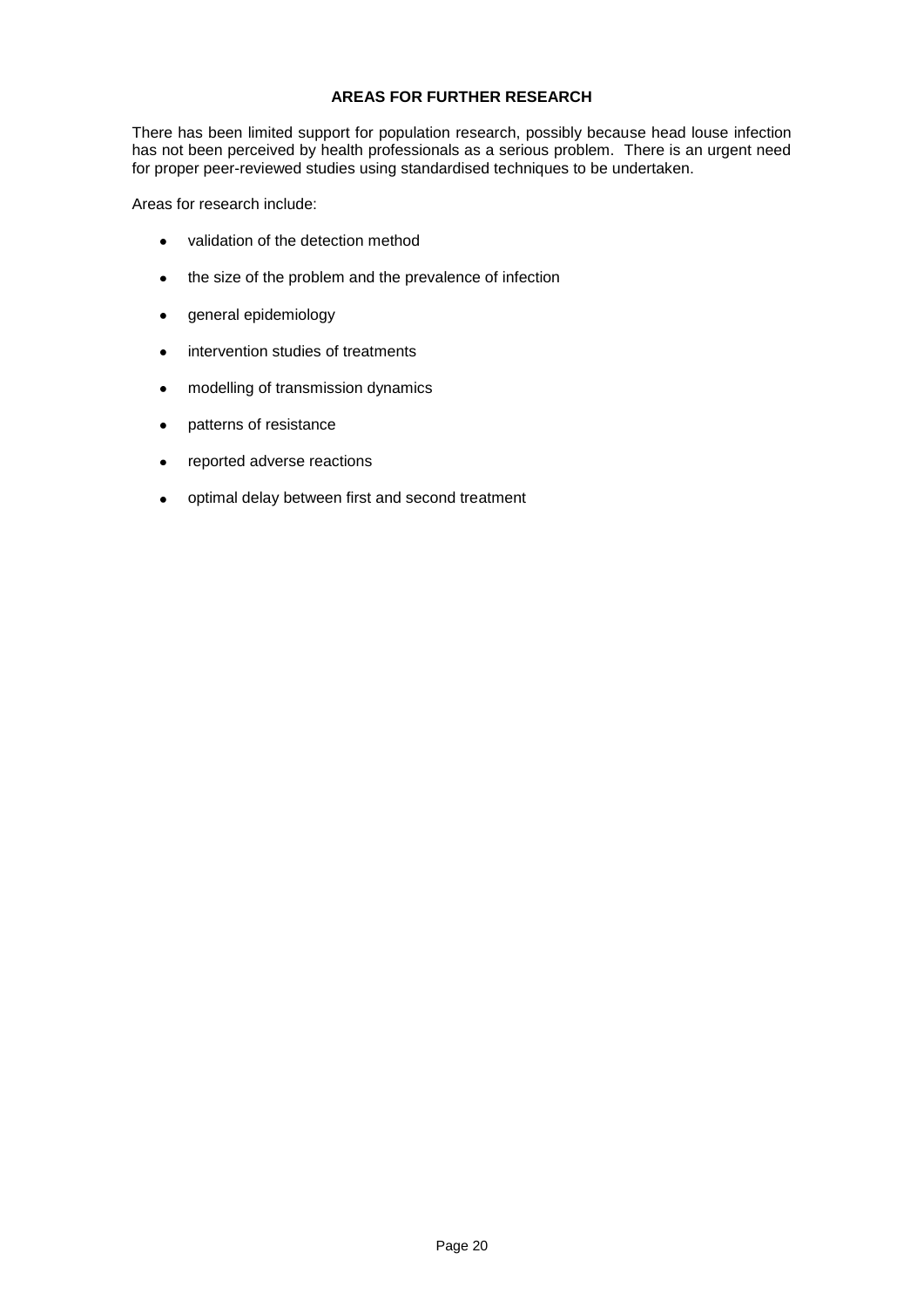## AREAS FOR FURTHER RESEARCH

There has been limited support for population research, possibly because head louse infection has not been perceived by health professionals as a serious problem. There is an urgent need for proper peer-reviewed studies using standardised techniques to be undertaken.

Areas for research include:

- validation of the detection method
- the size of the problem and the prevalence of infection
- general epidemiology
- intervention studies of treatments
- modelling of transmission dynamics
- patterns of resistance
- reported adverse reactions
- optimal delay between first and second treatment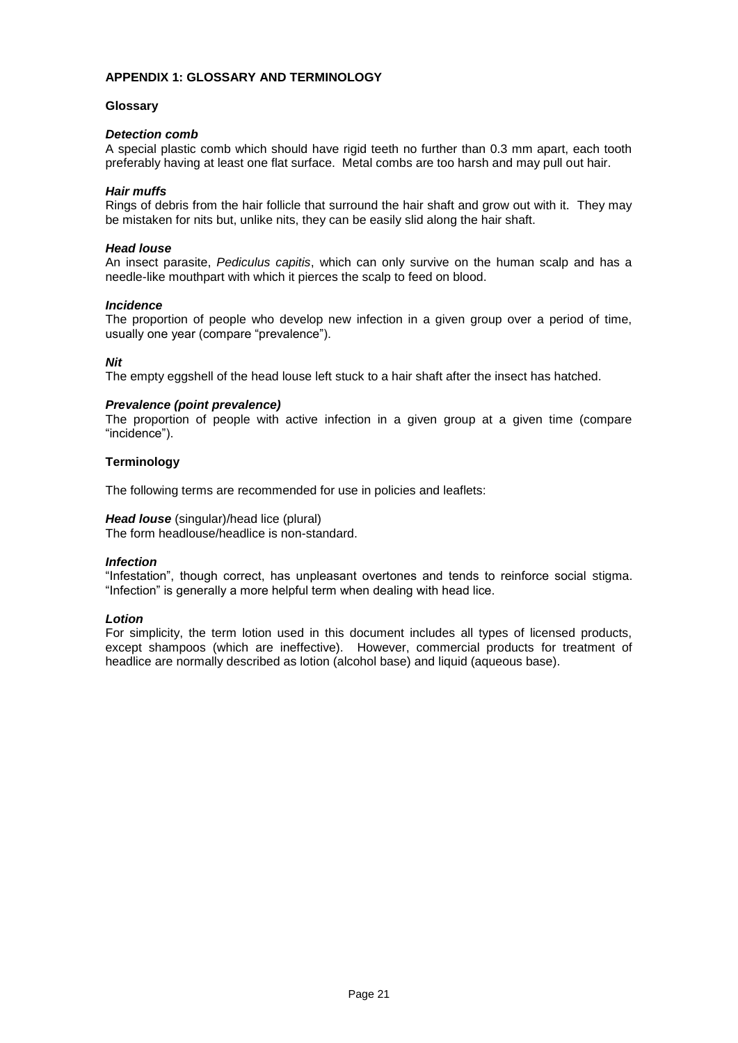# APPENDIX 1: GLOSSARY AND TERMINOLOGY

## Glossary

***Detection comb***

A special plastic comb which should have rigid teeth no further than 0.3 mm apart, each tooth preferably having at least one flat surface. Metal combs are too harsh and may pull out hair.

***Hair muffs***

Rings of debris from the hair follicle that surround the hair shaft and grow out with it. They may be mistaken for nits but, unlike nits, they can be easily slid along the hair shaft.

***Head louse***

An insect parasite, *Pediculus capitis*, which can only survive on the human scalp and has a needle-like mouthpart with which it pierces the scalp to feed on blood.

***Incidence***

The proportion of people who develop new infection in a given group over a period of time, usually one year (compare "prevalence").

***Nit***

The empty eggshell of the head louse left stuck to a hair shaft after the insect has hatched.

***Prevalence (point prevalence)***

The proportion of people with active infection in a given group at a given time (compare "incidence").

## Terminology

The following terms are recommended for use in policies and leaflets:

***Head louse*** (singular)/head lice (plural)

The form headlouse/headlice is non-standard.

***Infection***

"Infestation", though correct, has unpleasant overtones and tends to reinforce social stigma. "Infection" is generally a more helpful term when dealing with head lice.

***Lotion***

For simplicity, the term lotion used in this document includes all types of licensed products, except shampoos (which are ineffective). However, commercial products for treatment of headlice are normally described as lotion (alcohol base) and liquid (aqueous base).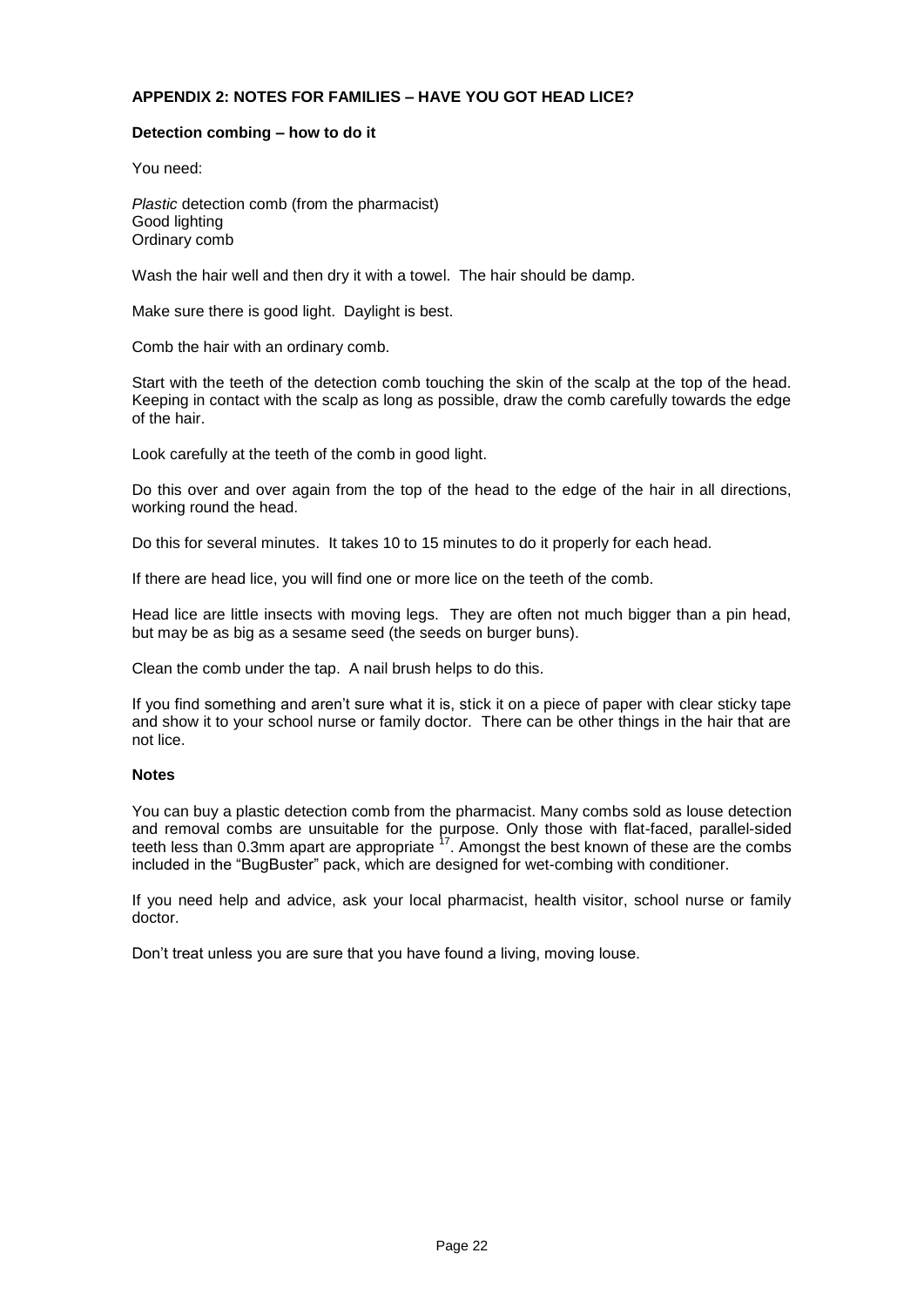## APPENDIX 2: NOTES FOR FAMILIES – HAVE YOU GOT HEAD LICE?

### Detection combing – how to do it

You need:

*Plastic* detection comb (from the pharmacist)
Good lighting
Ordinary comb

Wash the hair well and then dry it with a towel. The hair should be damp.

Make sure there is good light. Daylight is best.

Comb the hair with an ordinary comb.

Start with the teeth of the detection comb touching the skin of the scalp at the top of the head. Keeping in contact with the scalp as long as possible, draw the comb carefully towards the edge of the hair.

Look carefully at the teeth of the comb in good light.

Do this over and over again from the top of the head to the edge of the hair in all directions, working round the head.

Do this for several minutes. It takes 10 to 15 minutes to do it properly for each head.

If there are head lice, you will find one or more lice on the teeth of the comb.

Head lice are little insects with moving legs. They are often not much bigger than a pin head, but may be as big as a sesame seed (the seeds on burger buns).

Clean the comb under the tap. A nail brush helps to do this.

If you find something and aren't sure what it is, stick it on a piece of paper with clear sticky tape and show it to your school nurse or family doctor. There can be other things in the hair that are not lice.

### Notes

You can buy a plastic detection comb from the pharmacist. Many combs sold as louse detection and removal combs are unsuitable for the purpose. Only those with flat-faced, parallel-sided teeth less than 0.3mm apart are appropriate [17]. Amongst the best known of these are the combs included in the "BugBuster" pack, which are designed for wet-combing with conditioner.

If you need help and advice, ask your local pharmacist, health visitor, school nurse or family doctor.

Don't treat unless you are sure that you have found a living, moving louse.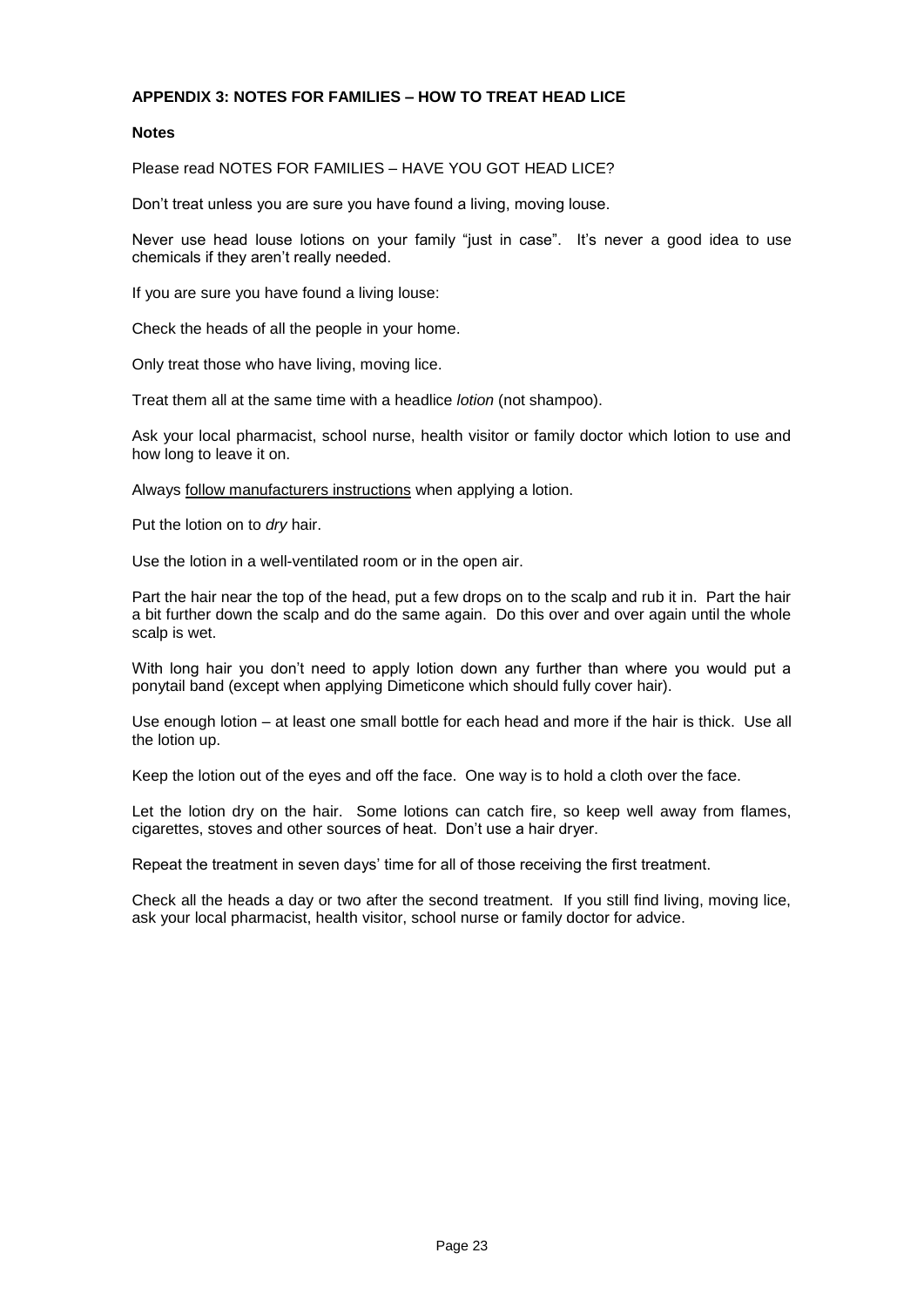## APPENDIX 3: NOTES FOR FAMILIES – HOW TO TREAT HEAD LICE

**Notes**

Please read NOTES FOR FAMILIES – HAVE YOU GOT HEAD LICE?

Don't treat unless you are sure you have found a living, moving louse.

Never use head louse lotions on your family "just in case". It's never a good idea to use chemicals if they aren't really needed.

If you are sure you have found a living louse:

Check the heads of all the people in your home.

Only treat those who have living, moving lice.

Treat them all at the same time with a headlice *lotion* (not shampoo).

Ask your local pharmacist, school nurse, health visitor or family doctor which lotion to use and how long to leave it on.

Always follow manufacturers instructions when applying a lotion.

Put the lotion on to *dry* hair.

Use the lotion in a well-ventilated room or in the open air.

Part the hair near the top of the head, put a few drops on to the scalp and rub it in. Part the hair a bit further down the scalp and do the same again. Do this over and over again until the whole scalp is wet.

With long hair you don't need to apply lotion down any further than where you would put a ponytail band (except when applying Dimeticone which should fully cover hair).

Use enough lotion – at least one small bottle for each head and more if the hair is thick. Use all the lotion up.

Keep the lotion out of the eyes and off the face. One way is to hold a cloth over the face.

Let the lotion dry on the hair. Some lotions can catch fire, so keep well away from flames, cigarettes, stoves and other sources of heat. Don't use a hair dryer.

Repeat the treatment in seven days' time for all of those receiving the first treatment.

Check all the heads a day or two after the second treatment. If you still find living, moving lice, ask your local pharmacist, health visitor, school nurse or family doctor for advice.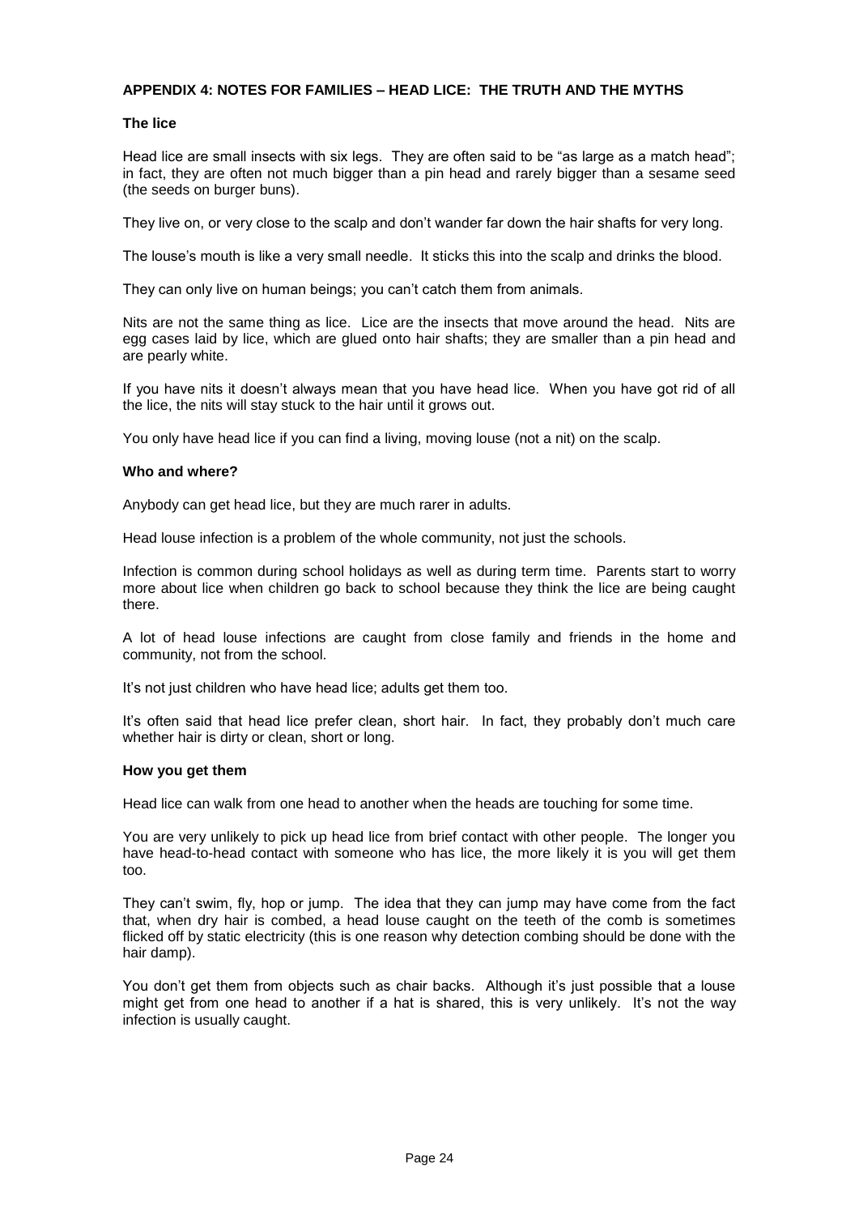## APPENDIX 4: NOTES FOR FAMILIES – HEAD LICE: THE TRUTH AND THE MYTHS

### The lice

Head lice are small insects with six legs. They are often said to be "as large as a match head"; in fact, they are often not much bigger than a pin head and rarely bigger than a sesame seed (the seeds on burger buns).

They live on, or very close to the scalp and don't wander far down the hair shafts for very long.

The louse's mouth is like a very small needle. It sticks this into the scalp and drinks the blood.

They can only live on human beings; you can't catch them from animals.

Nits are not the same thing as lice. Lice are the insects that move around the head. Nits are egg cases laid by lice, which are glued onto hair shafts; they are smaller than a pin head and are pearly white.

If you have nits it doesn't always mean that you have head lice. When you have got rid of all the lice, the nits will stay stuck to the hair until it grows out.

You only have head lice if you can find a living, moving louse (not a nit) on the scalp.

### Who and where?

Anybody can get head lice, but they are much rarer in adults.

Head louse infection is a problem of the whole community, not just the schools.

Infection is common during school holidays as well as during term time. Parents start to worry more about lice when children go back to school because they think the lice are being caught there.

A lot of head louse infections are caught from close family and friends in the home and community, not from the school.

It's not just children who have head lice; adults get them too.

It's often said that head lice prefer clean, short hair. In fact, they probably don't much care whether hair is dirty or clean, short or long.

### How you get them

Head lice can walk from one head to another when the heads are touching for some time.

You are very unlikely to pick up head lice from brief contact with other people. The longer you have head-to-head contact with someone who has lice, the more likely it is you will get them too.

They can't swim, fly, hop or jump. The idea that they can jump may have come from the fact that, when dry hair is combed, a head louse caught on the teeth of the comb is sometimes flicked off by static electricity (this is one reason why detection combing should be done with the hair damp).

You don't get them from objects such as chair backs. Although it's just possible that a louse might get from one head to another if a hat is shared, this is very unlikely. It's not the way infection is usually caught.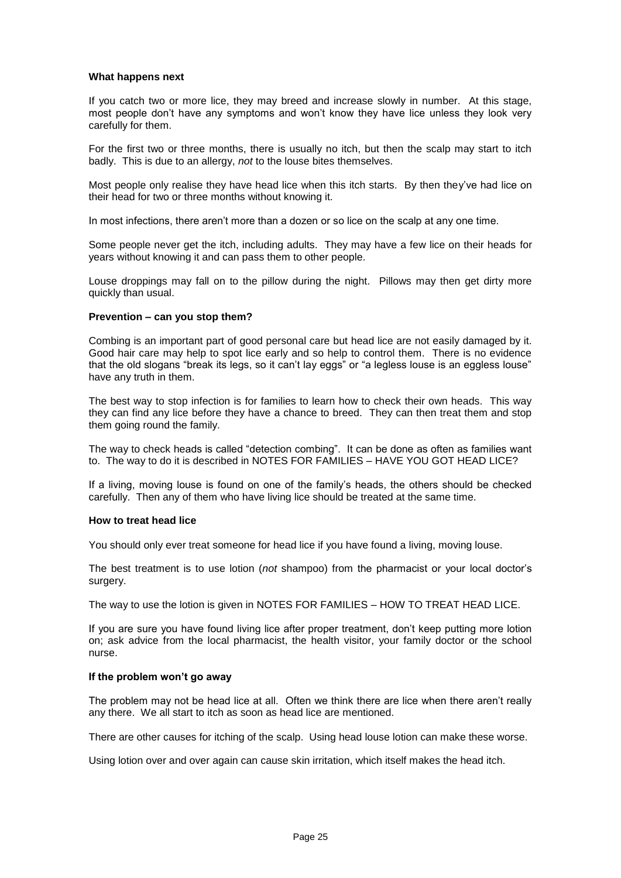### What happens next

If you catch two or more lice, they may breed and increase slowly in number. At this stage, most people don't have any symptoms and won't know they have lice unless they look very carefully for them.

For the first two or three months, there is usually no itch, but then the scalp may start to itch badly. This is due to an allergy, *not* to the louse bites themselves.

Most people only realise they have head lice when this itch starts. By then they've had lice on their head for two or three months without knowing it.

In most infections, there aren't more than a dozen or so lice on the scalp at any one time.

Some people never get the itch, including adults. They may have a few lice on their heads for years without knowing it and can pass them to other people.

Louse droppings may fall on to the pillow during the night. Pillows may then get dirty more quickly than usual.

### Prevention – can you stop them?

Combing is an important part of good personal care but head lice are not easily damaged by it. Good hair care may help to spot lice early and so help to control them. There is no evidence that the old slogans "break its legs, so it can't lay eggs" or "a legless louse is an eggless louse" have any truth in them.

The best way to stop infection is for families to learn how to check their own heads. This way they can find any lice before they have a chance to breed. They can then treat them and stop them going round the family.

The way to check heads is called "detection combing". It can be done as often as families want to. The way to do it is described in NOTES FOR FAMILIES – HAVE YOU GOT HEAD LICE?

If a living, moving louse is found on one of the family's heads, the others should be checked carefully. Then any of them who have living lice should be treated at the same time.

### How to treat head lice

You should only ever treat someone for head lice if you have found a living, moving louse.

The best treatment is to use lotion (*not* shampoo) from the pharmacist or your local doctor's surgery.

The way to use the lotion is given in NOTES FOR FAMILIES – HOW TO TREAT HEAD LICE.

If you are sure you have found living lice after proper treatment, don't keep putting more lotion on; ask advice from the local pharmacist, the health visitor, your family doctor or the school nurse.

### If the problem won't go away

The problem may not be head lice at all. Often we think there are lice when there aren't really any there. We all start to itch as soon as head lice are mentioned.

There are other causes for itching of the scalp. Using head louse lotion can make these worse.

Using lotion over and over again can cause skin irritation, which itself makes the head itch.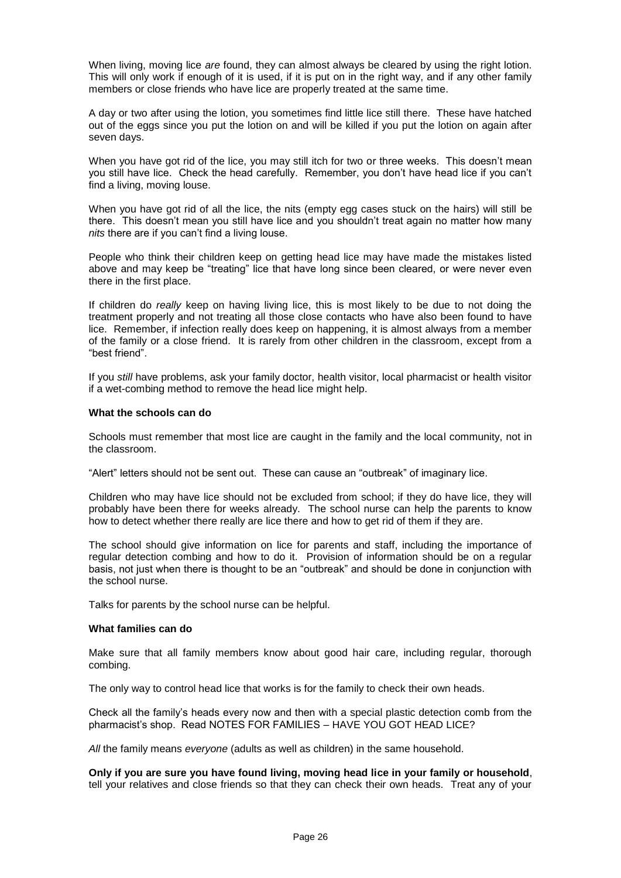When living, moving lice *are* found, they can almost always be cleared by using the right lotion. This will only work if enough of it is used, if it is put on in the right way, and if any other family members or close friends who have lice are properly treated at the same time.

A day or two after using the lotion, you sometimes find little lice still there. These have hatched out of the eggs since you put the lotion on and will be killed if you put the lotion on again after seven days.

When you have got rid of the lice, you may still itch for two or three weeks. This doesn't mean you still have lice. Check the head carefully. Remember, you don't have head lice if you can't find a living, moving louse.

When you have got rid of all the lice, the nits (empty egg cases stuck on the hairs) will still be there. This doesn't mean you still have lice and you shouldn't treat again no matter how many *nits* there are if you can't find a living louse.

People who think their children keep on getting head lice may have made the mistakes listed above and may keep be "treating" lice that have long since been cleared, or were never even there in the first place.

If children do *really* keep on having living lice, this is most likely to be due to not doing the treatment properly and not treating all those close contacts who have also been found to have lice. Remember, if infection really does keep on happening, it is almost always from a member of the family or a close friend. It is rarely from other children in the classroom, except from a "best friend".

If you *still* have problems, ask your family doctor, health visitor, local pharmacist or health visitor if a wet-combing method to remove the head lice might help.

**What the schools can do**

Schools must remember that most lice are caught in the family and the local community, not in the classroom.

"Alert" letters should not be sent out. These can cause an "outbreak" of imaginary lice.

Children who may have lice should not be excluded from school; if they do have lice, they will probably have been there for weeks already. The school nurse can help the parents to know how to detect whether there really are lice there and how to get rid of them if they are.

The school should give information on lice for parents and staff, including the importance of regular detection combing and how to do it. Provision of information should be on a regular basis, not just when there is thought to be an "outbreak" and should be done in conjunction with the school nurse.

Talks for parents by the school nurse can be helpful.

**What families can do**

Make sure that all family members know about good hair care, including regular, thorough combing.

The only way to control head lice that works is for the family to check their own heads.

Check all the family's heads every now and then with a special plastic detection comb from the pharmacist's shop. Read NOTES FOR FAMILIES – HAVE YOU GOT HEAD LICE?

*All* the family means *everyone* (adults as well as children) in the same household.

**Only if you are sure you have found living, moving head lice in your family or household**, tell your relatives and close friends so that they can check their own heads. Treat any of your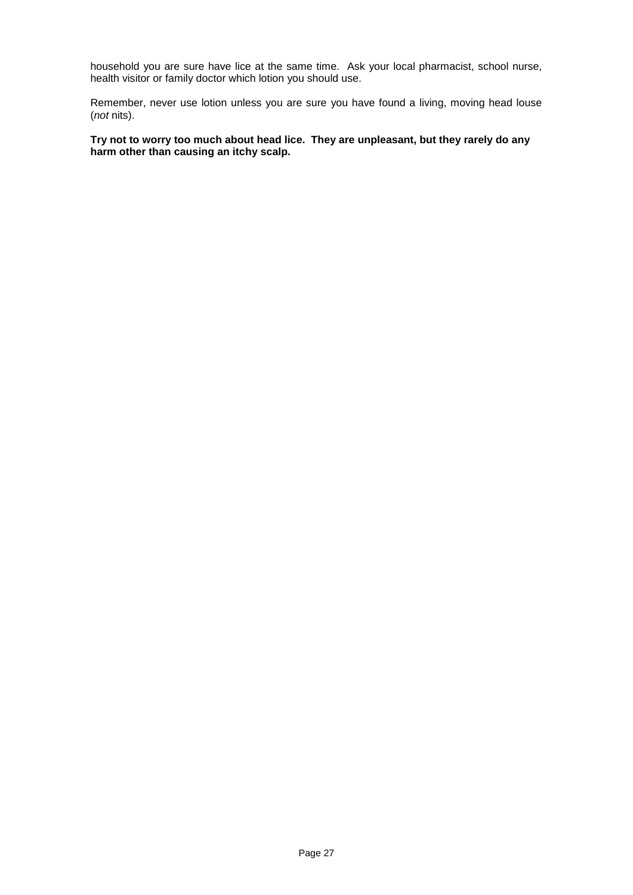household you are sure have lice at the same time. Ask your local pharmacist, school nurse, health visitor or family doctor which lotion you should use.

Remember, never use lotion unless you are sure you have found a living, moving head louse (*not* nits).

**Try not to worry too much about head lice. They are unpleasant, but they rarely do any harm other than causing an itchy scalp.**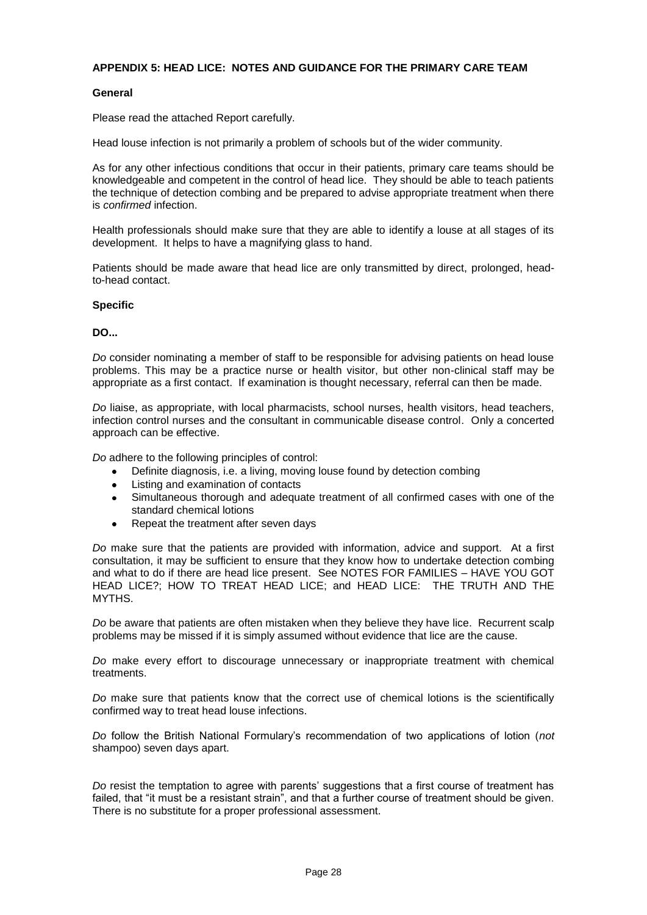## APPENDIX 5: HEAD LICE: NOTES AND GUIDANCE FOR THE PRIMARY CARE TEAM

### General

Please read the attached Report carefully.

Head louse infection is not primarily a problem of schools but of the wider community.

As for any other infectious conditions that occur in their patients, primary care teams should be knowledgeable and competent in the control of head lice. They should be able to teach patients the technique of detection combing and be prepared to advise appropriate treatment when there is *confirmed* infection.

Health professionals should make sure that they are able to identify a louse at all stages of its development. It helps to have a magnifying glass to hand.

Patients should be made aware that head lice are only transmitted by direct, prolonged, head-to-head contact.

### Specific

**DO...**

*Do* consider nominating a member of staff to be responsible for advising patients on head louse problems. This may be a practice nurse or health visitor, but other non-clinical staff may be appropriate as a first contact. If examination is thought necessary, referral can then be made.

*Do* liaise, as appropriate, with local pharmacists, school nurses, health visitors, head teachers, infection control nurses and the consultant in communicable disease control. Only a concerted approach can be effective.

*Do* adhere to the following principles of control:

- Definite diagnosis, i.e. a living, moving louse found by detection combing
- Listing and examination of contacts
- Simultaneous thorough and adequate treatment of all confirmed cases with one of the standard chemical lotions
- Repeat the treatment after seven days

*Do* make sure that the patients are provided with information, advice and support. At a first consultation, it may be sufficient to ensure that they know how to undertake detection combing and what to do if there are head lice present. See NOTES FOR FAMILIES – HAVE YOU GOT HEAD LICE?; HOW TO TREAT HEAD LICE; and HEAD LICE: THE TRUTH AND THE MYTHS.

*Do* be aware that patients are often mistaken when they believe they have lice. Recurrent scalp problems may be missed if it is simply assumed without evidence that lice are the cause.

*Do* make every effort to discourage unnecessary or inappropriate treatment with chemical treatments.

*Do* make sure that patients know that the correct use of chemical lotions is the scientifically confirmed way to treat head louse infections.

*Do* follow the British National Formulary's recommendation of two applications of lotion (*not* shampoo) seven days apart.

*Do* resist the temptation to agree with parents' suggestions that a first course of treatment has failed, that "it must be a resistant strain", and that a further course of treatment should be given. There is no substitute for a proper professional assessment.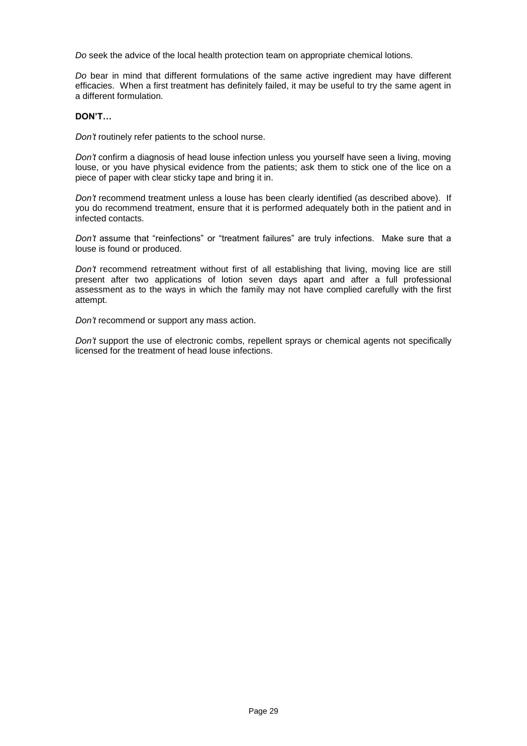*Do* seek the advice of the local health protection team on appropriate chemical lotions.

*Do* bear in mind that different formulations of the same active ingredient may have different efficacies. When a first treatment has definitely failed, it may be useful to try the same agent in a different formulation.

**DON'T…**

*Don't* routinely refer patients to the school nurse.

*Don't* confirm a diagnosis of head louse infection unless you yourself have seen a living, moving louse, or you have physical evidence from the patients; ask them to stick one of the lice on a piece of paper with clear sticky tape and bring it in.

*Don't* recommend treatment unless a louse has been clearly identified (as described above). If you do recommend treatment, ensure that it is performed adequately both in the patient and in infected contacts.

*Don't* assume that "reinfections" or "treatment failures" are truly infections. Make sure that a louse is found or produced.

*Don't* recommend retreatment without first of all establishing that living, moving lice are still present after two applications of lotion seven days apart and after a full professional assessment as to the ways in which the family may not have complied carefully with the first attempt.

*Don't* recommend or support any mass action.

*Don't* support the use of electronic combs, repellent sprays or chemical agents not specifically licensed for the treatment of head louse infections.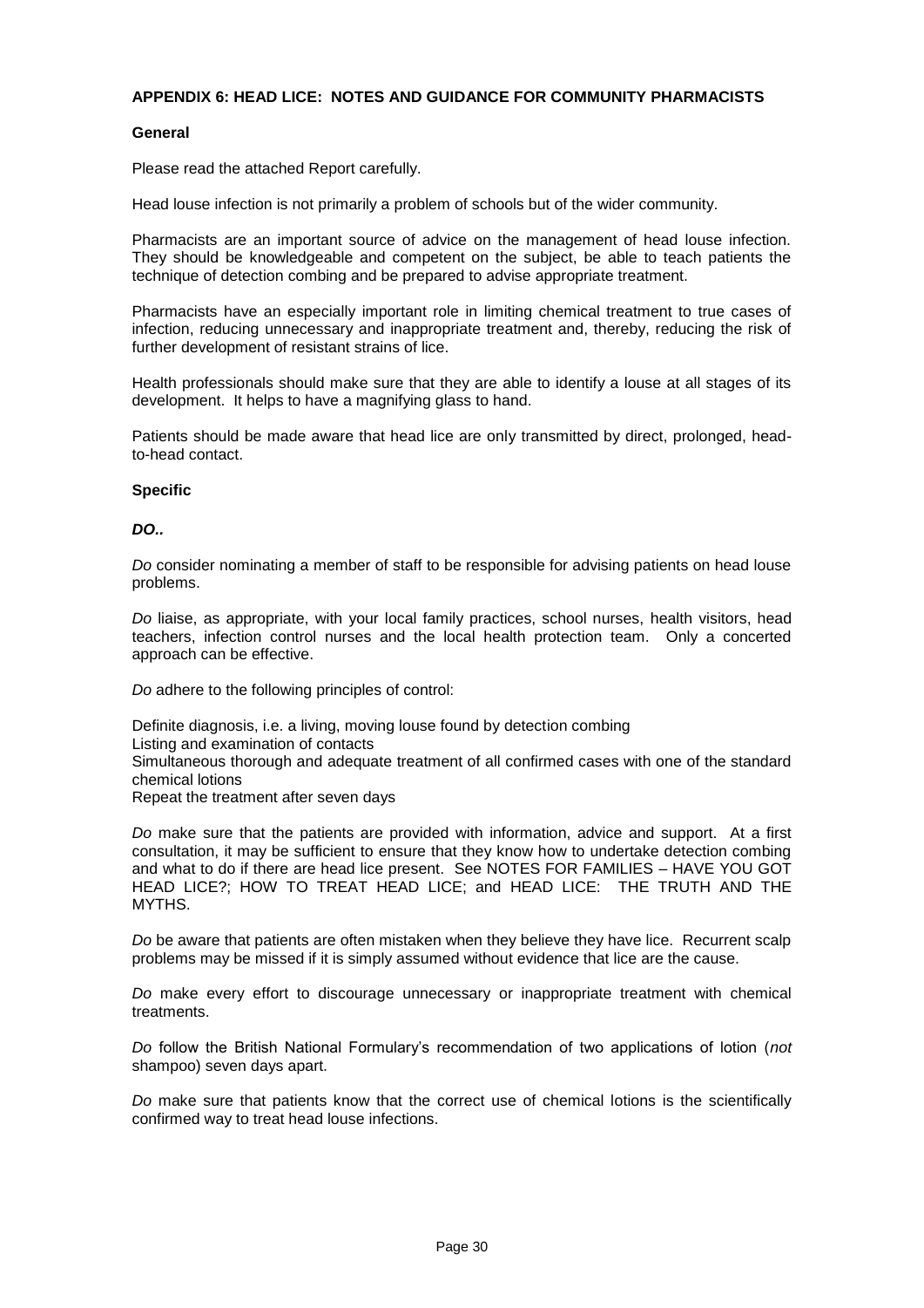## APPENDIX 6: HEAD LICE: NOTES AND GUIDANCE FOR COMMUNITY PHARMACISTS

### General

Please read the attached Report carefully.

Head louse infection is not primarily a problem of schools but of the wider community.

Pharmacists are an important source of advice on the management of head louse infection. They should be knowledgeable and competent on the subject, be able to teach patients the technique of detection combing and be prepared to advise appropriate treatment.

Pharmacists have an especially important role in limiting chemical treatment to true cases of infection, reducing unnecessary and inappropriate treatment and, thereby, reducing the risk of further development of resistant strains of lice.

Health professionals should make sure that they are able to identify a louse at all stages of its development. It helps to have a magnifying glass to hand.

Patients should be made aware that head lice are only transmitted by direct, prolonged, head-to-head contact.

### Specific

***DO..***

*Do* consider nominating a member of staff to be responsible for advising patients on head louse problems.

*Do* liaise, as appropriate, with your local family practices, school nurses, health visitors, head teachers, infection control nurses and the local health protection team. Only a concerted approach can be effective.

*Do* adhere to the following principles of control:

Definite diagnosis, i.e. a living, moving louse found by detection combing
Listing and examination of contacts
Simultaneous thorough and adequate treatment of all confirmed cases with one of the standard chemical lotions
Repeat the treatment after seven days

*Do* make sure that the patients are provided with information, advice and support. At a first consultation, it may be sufficient to ensure that they know how to undertake detection combing and what to do if there are head lice present. See NOTES FOR FAMILIES – HAVE YOU GOT HEAD LICE?; HOW TO TREAT HEAD LICE; and HEAD LICE: THE TRUTH AND THE MYTHS.

*Do* be aware that patients are often mistaken when they believe they have lice. Recurrent scalp problems may be missed if it is simply assumed without evidence that lice are the cause.

*Do* make every effort to discourage unnecessary or inappropriate treatment with chemical treatments.

*Do* follow the British National Formulary's recommendation of two applications of lotion (*not* shampoo) seven days apart.

*Do* make sure that patients know that the correct use of chemical lotions is the scientifically confirmed way to treat head louse infections.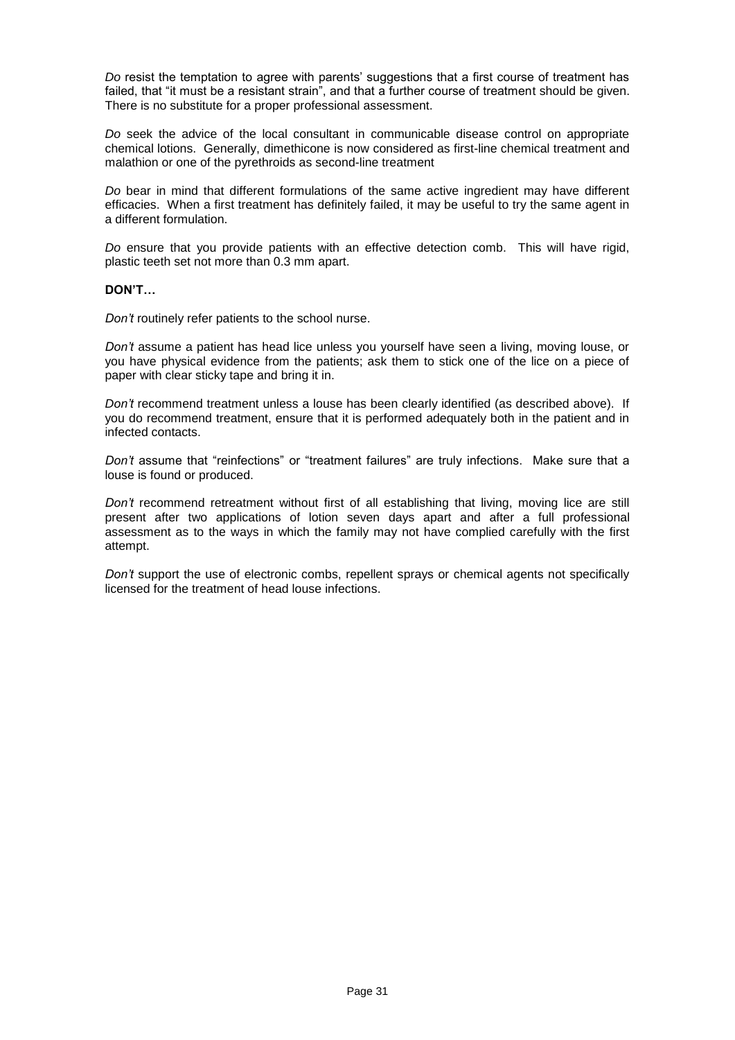*Do* resist the temptation to agree with parents' suggestions that a first course of treatment has failed, that "it must be a resistant strain", and that a further course of treatment should be given. There is no substitute for a proper professional assessment.

*Do* seek the advice of the local consultant in communicable disease control on appropriate chemical lotions. Generally, dimethicone is now considered as first-line chemical treatment and malathion or one of the pyrethroids as second-line treatment

*Do* bear in mind that different formulations of the same active ingredient may have different efficacies. When a first treatment has definitely failed, it may be useful to try the same agent in a different formulation.

*Do* ensure that you provide patients with an effective detection comb. This will have rigid, plastic teeth set not more than 0.3 mm apart.

**DON'T…**

*Don't* routinely refer patients to the school nurse.

*Don't* assume a patient has head lice unless you yourself have seen a living, moving louse, or you have physical evidence from the patients; ask them to stick one of the lice on a piece of paper with clear sticky tape and bring it in.

*Don't* recommend treatment unless a louse has been clearly identified (as described above). If you do recommend treatment, ensure that it is performed adequately both in the patient and in infected contacts.

*Don't* assume that "reinfections" or "treatment failures" are truly infections. Make sure that a louse is found or produced.

*Don't* recommend retreatment without first of all establishing that living, moving lice are still present after two applications of lotion seven days apart and after a full professional assessment as to the ways in which the family may not have complied carefully with the first attempt.

*Don't* support the use of electronic combs, repellent sprays or chemical agents not specifically licensed for the treatment of head louse infections.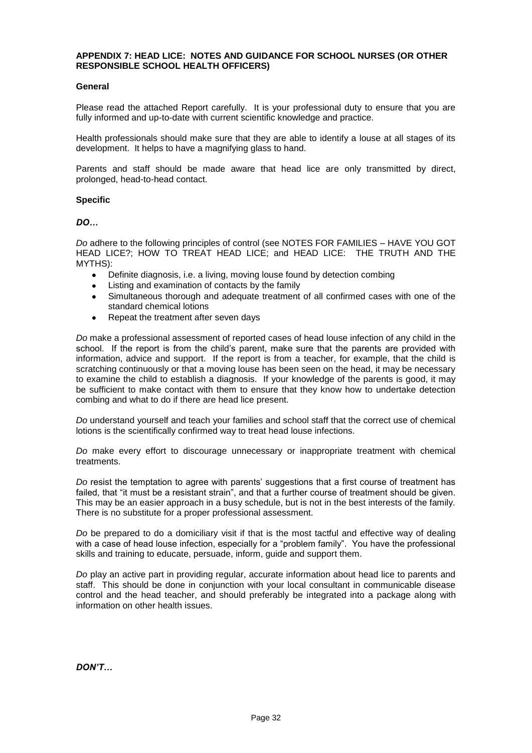## APPENDIX 7: HEAD LICE: NOTES AND GUIDANCE FOR SCHOOL NURSES (OR OTHER RESPONSIBLE SCHOOL HEALTH OFFICERS)

### General

Please read the attached Report carefully. It is your professional duty to ensure that you are fully informed and up-to-date with current scientific knowledge and practice.

Health professionals should make sure that they are able to identify a louse at all stages of its development. It helps to have a magnifying glass to hand.

Parents and staff should be made aware that head lice are only transmitted by direct, prolonged, head-to-head contact.

### Specific

***DO…***

*Do* adhere to the following principles of control (see NOTES FOR FAMILIES – HAVE YOU GOT HEAD LICE?; HOW TO TREAT HEAD LICE; and HEAD LICE: THE TRUTH AND THE MYTHS):

- Definite diagnosis, i.e. a living, moving louse found by detection combing
- Listing and examination of contacts by the family
- Simultaneous thorough and adequate treatment of all confirmed cases with one of the standard chemical lotions
- Repeat the treatment after seven days

*Do* make a professional assessment of reported cases of head louse infection of any child in the school. If the report is from the child's parent, make sure that the parents are provided with information, advice and support. If the report is from a teacher, for example, that the child is scratching continuously or that a moving louse has been seen on the head, it may be necessary to examine the child to establish a diagnosis. If your knowledge of the parents is good, it may be sufficient to make contact with them to ensure that they know how to undertake detection combing and what to do if there are head lice present.

*Do* understand yourself and teach your families and school staff that the correct use of chemical lotions is the scientifically confirmed way to treat head louse infections.

*Do* make every effort to discourage unnecessary or inappropriate treatment with chemical treatments.

*Do* resist the temptation to agree with parents' suggestions that a first course of treatment has failed, that "it must be a resistant strain", and that a further course of treatment should be given. This may be an easier approach in a busy schedule, but is not in the best interests of the family. There is no substitute for a proper professional assessment.

*Do* be prepared to do a domiciliary visit if that is the most tactful and effective way of dealing with a case of head louse infection, especially for a "problem family". You have the professional skills and training to educate, persuade, inform, guide and support them.

*Do* play an active part in providing regular, accurate information about head lice to parents and staff. This should be done in conjunction with your local consultant in communicable disease control and the head teacher, and should preferably be integrated into a package along with information on other health issues.

***DON'T…***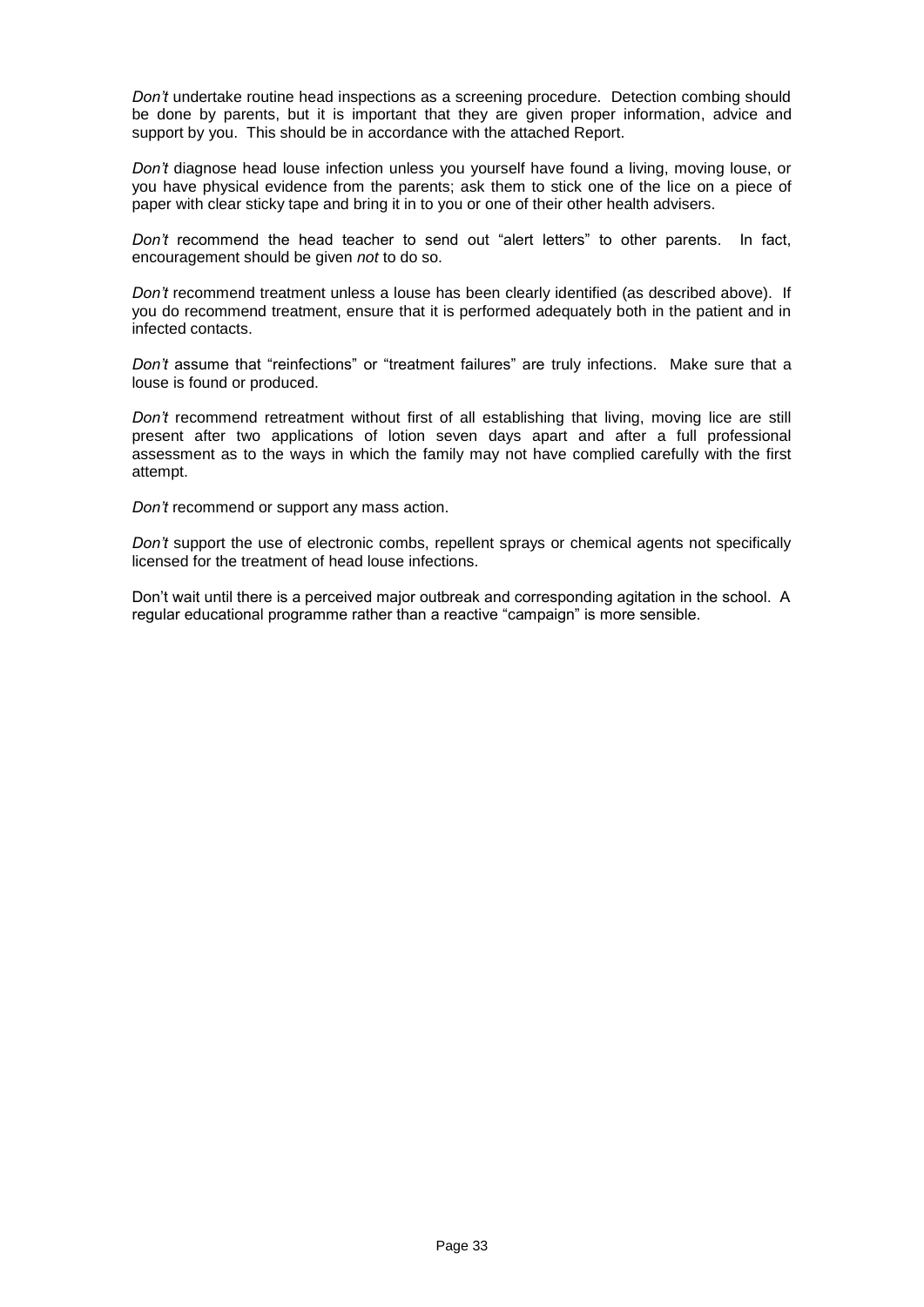*Don't* undertake routine head inspections as a screening procedure. Detection combing should be done by parents, but it is important that they are given proper information, advice and support by you. This should be in accordance with the attached Report.

*Don't* diagnose head louse infection unless you yourself have found a living, moving louse, or you have physical evidence from the parents; ask them to stick one of the lice on a piece of paper with clear sticky tape and bring it in to you or one of their other health advisers.

*Don't* recommend the head teacher to send out "alert letters" to other parents. In fact, encouragement should be given *not* to do so.

*Don't* recommend treatment unless a louse has been clearly identified (as described above). If you do recommend treatment, ensure that it is performed adequately both in the patient and in infected contacts.

*Don't* assume that "reinfections" or "treatment failures" are truly infections. Make sure that a louse is found or produced.

*Don't* recommend retreatment without first of all establishing that living, moving lice are still present after two applications of lotion seven days apart and after a full professional assessment as to the ways in which the family may not have complied carefully with the first attempt.

*Don't* recommend or support any mass action.

*Don't* support the use of electronic combs, repellent sprays or chemical agents not specifically licensed for the treatment of head louse infections.

Don't wait until there is a perceived major outbreak and corresponding agitation in the school. A regular educational programme rather than a reactive "campaign" is more sensible.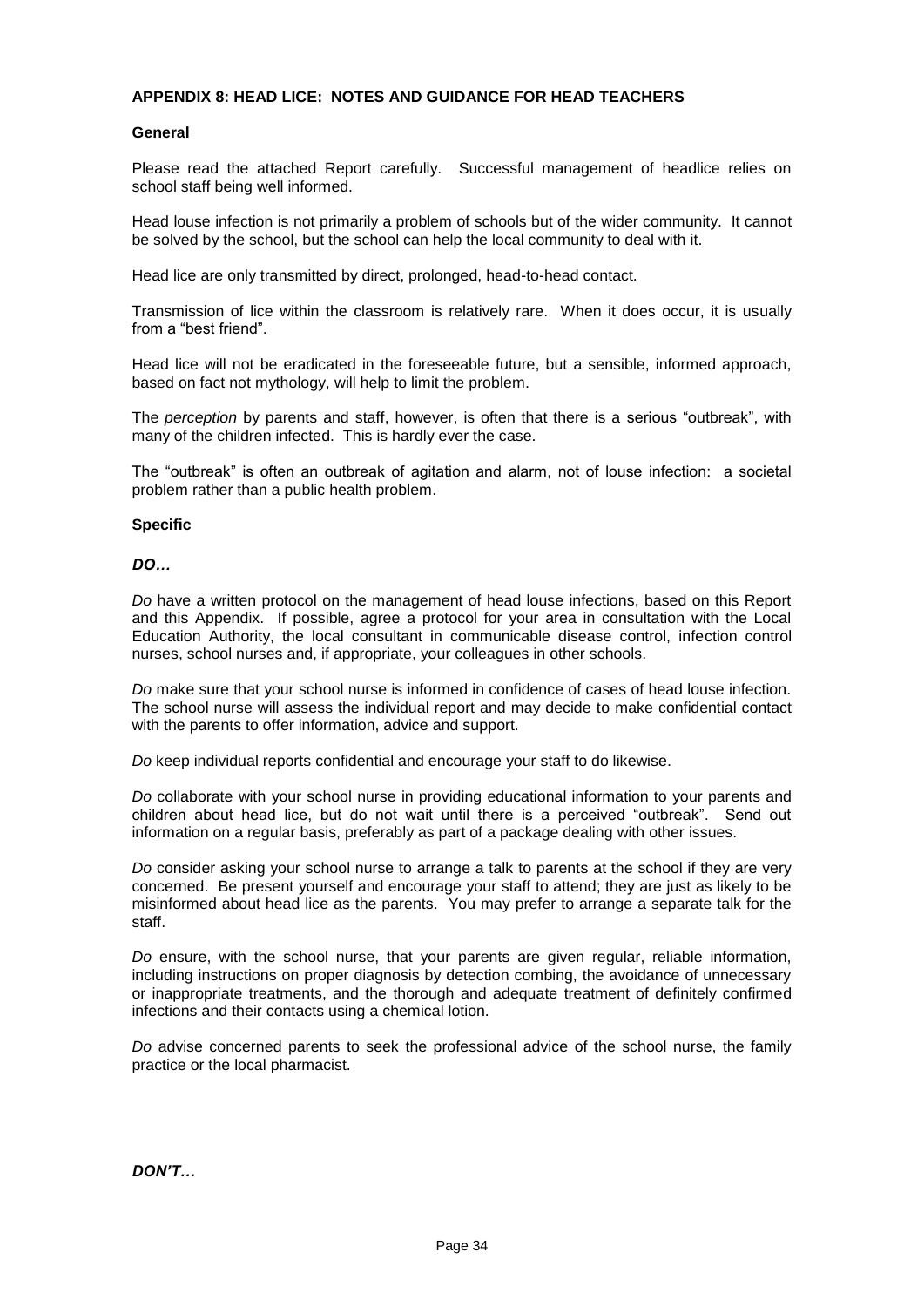## APPENDIX 8: HEAD LICE: NOTES AND GUIDANCE FOR HEAD TEACHERS

### General

Please read the attached Report carefully. Successful management of headlice relies on school staff being well informed.

Head louse infection is not primarily a problem of schools but of the wider community. It cannot be solved by the school, but the school can help the local community to deal with it.

Head lice are only transmitted by direct, prolonged, head-to-head contact.

Transmission of lice within the classroom is relatively rare. When it does occur, it is usually from a "best friend".

Head lice will not be eradicated in the foreseeable future, but a sensible, informed approach, based on fact not mythology, will help to limit the problem.

The *perception* by parents and staff, however, is often that there is a serious "outbreak", with many of the children infected. This is hardly ever the case.

The "outbreak" is often an outbreak of agitation and alarm, not of louse infection: a societal problem rather than a public health problem.

### Specific

***DO…***

*Do* have a written protocol on the management of head louse infections, based on this Report and this Appendix. If possible, agree a protocol for your area in consultation with the Local Education Authority, the local consultant in communicable disease control, infection control nurses, school nurses and, if appropriate, your colleagues in other schools.

*Do* make sure that your school nurse is informed in confidence of cases of head louse infection. The school nurse will assess the individual report and may decide to make confidential contact with the parents to offer information, advice and support.

*Do* keep individual reports confidential and encourage your staff to do likewise.

*Do* collaborate with your school nurse in providing educational information to your parents and children about head lice, but do not wait until there is a perceived "outbreak". Send out information on a regular basis, preferably as part of a package dealing with other issues.

*Do* consider asking your school nurse to arrange a talk to parents at the school if they are very concerned. Be present yourself and encourage your staff to attend; they are just as likely to be misinformed about head lice as the parents. You may prefer to arrange a separate talk for the staff.

*Do* ensure, with the school nurse, that your parents are given regular, reliable information, including instructions on proper diagnosis by detection combing, the avoidance of unnecessary or inappropriate treatments, and the thorough and adequate treatment of definitely confirmed infections and their contacts using a chemical lotion.

*Do* advise concerned parents to seek the professional advice of the school nurse, the family practice or the local pharmacist.

***DON'T…***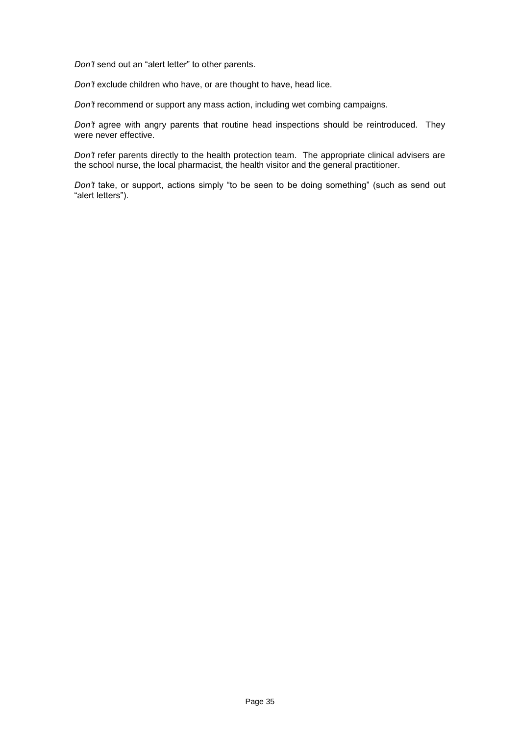*Don't* send out an "alert letter" to other parents.

*Don't* exclude children who have, or are thought to have, head lice.

*Don't* recommend or support any mass action, including wet combing campaigns.

*Don't* agree with angry parents that routine head inspections should be reintroduced. They were never effective.

*Don't* refer parents directly to the health protection team. The appropriate clinical advisers are the school nurse, the local pharmacist, the health visitor and the general practitioner.

*Don't* take, or support, actions simply "to be seen to be doing something" (such as send out "alert letters").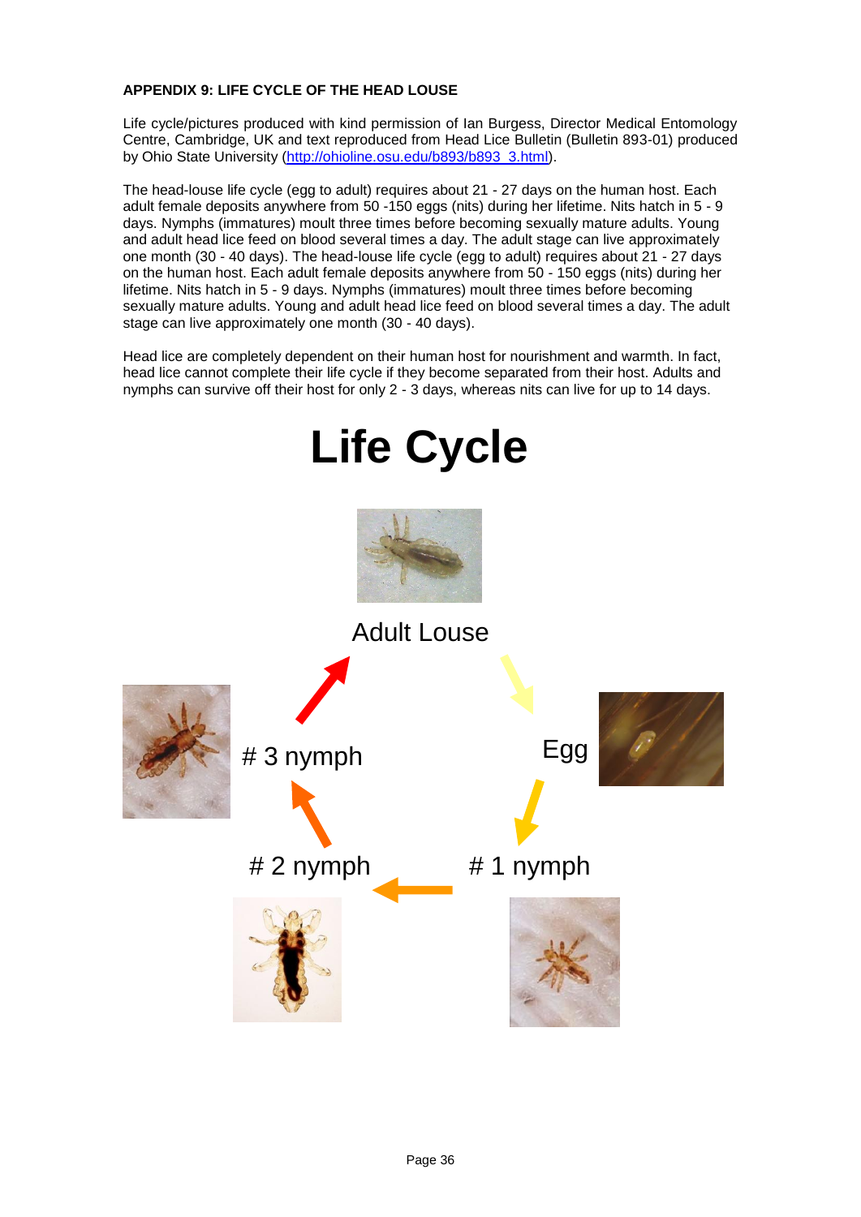**APPENDIX 9: LIFE CYCLE OF THE HEAD LOUSE**

Life cycle/pictures produced with kind permission of Ian Burgess, Director Medical Entomology Centre, Cambridge, UK and text reproduced from Head Lice Bulletin (Bulletin 893-01) produced by Ohio State University (http://ohioline.osu.edu/b893/b893_3.html).

The head-louse life cycle (egg to adult) requires about 21 - 27 days on the human host. Each adult female deposits anywhere from 50 -150 eggs (nits) during her lifetime. Nits hatch in 5 - 9 days. Nymphs (immatures) moult three times before becoming sexually mature adults. Young and adult head lice feed on blood several times a day. The adult stage can live approximately one month (30 - 40 days). The head-louse life cycle (egg to adult) requires about 21 - 27 days on the human host. Each adult female deposits anywhere from 50 - 150 eggs (nits) during her lifetime. Nits hatch in 5 - 9 days. Nymphs (immatures) moult three times before becoming sexually mature adults. Young and adult head lice feed on blood several times a day. The adult stage can live approximately one month (30 - 40 days).

Head lice are completely dependent on their human host for nourishment and warmth. In fact, head lice cannot complete their life cycle if they become separated from their host. Adults and nymphs can survive off their host for only 2 - 3 days, whereas nits can live for up to 14 days.

# Life Cycle

Adult Louse

Egg

# 1 nymph

# 2 nymph

# 3 nymph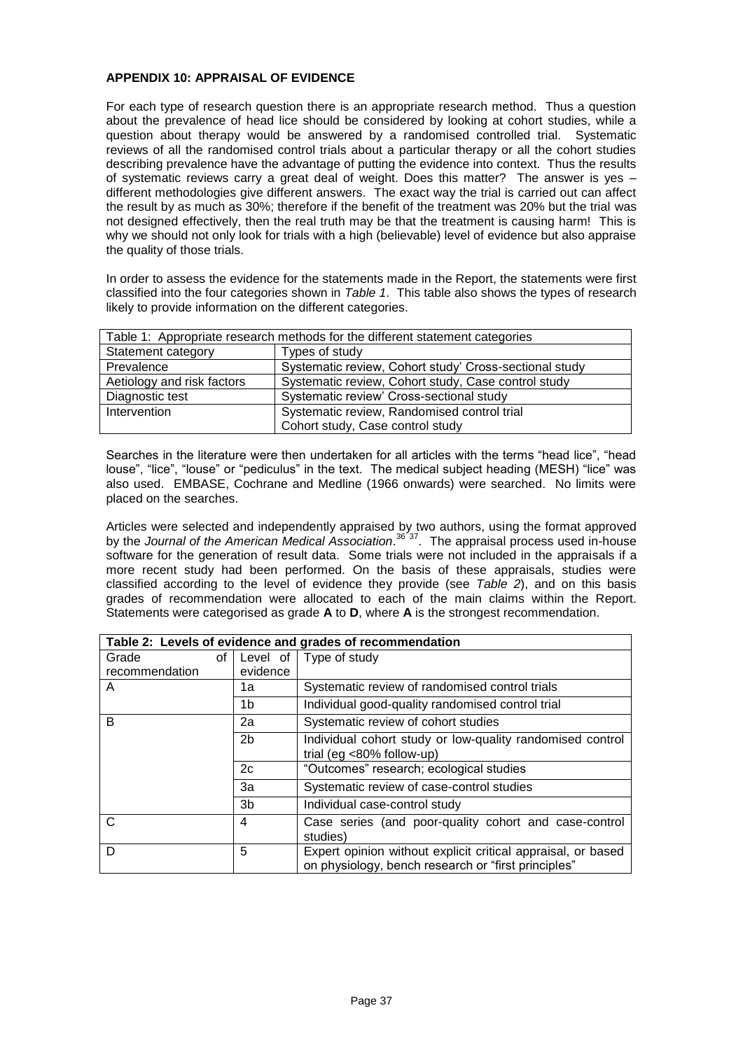**APPENDIX 10: APPRAISAL OF EVIDENCE**

For each type of research question there is an appropriate research method. Thus a question about the prevalence of head lice should be considered by looking at cohort studies, while a question about therapy would be answered by a randomised controlled trial. Systematic reviews of all the randomised control trials about a particular therapy or all the cohort studies describing prevalence have the advantage of putting the evidence into context. Thus the results of systematic reviews carry a great deal of weight. Does this matter? The answer is yes – different methodologies give different answers. The exact way the trial is carried out can affect the result by as much as 30%; therefore if the benefit of the treatment was 20% but the trial was not designed effectively, then the real truth may be that the treatment is causing harm! This is why we should not only look for trials with a high (believable) level of evidence but also appraise the quality of those trials.

In order to assess the evidence for the statements made in the Report, the statements were first classified into the four categories shown in *Table 1*. This table also shows the types of research likely to provide information on the different categories.

| Table 1: Appropriate research methods for the different statement categories | |
|---|---|
| Statement category | Types of study |
| Prevalence | Systematic review, Cohort study' Cross-sectional study |
| Aetiology and risk factors | Systematic review, Cohort study, Case control study |
| Diagnostic test | Systematic review' Cross-sectional study |
| Intervention | Systematic review, Randomised control trial<br>Cohort study, Case control study |

Searches in the literature were then undertaken for all articles with the terms "head lice", "head louse", "lice", "louse" or "pediculus" in the text. The medical subject heading (MESH) "lice" was also used. EMBASE, Cochrane and Medline (1966 onwards) were searched. No limits were placed on the searches.

Articles were selected and independently appraised by two authors, using the format approved by the *Journal of the American Medical Association*.[36 37]. The appraisal process used in-house software for the generation of result data. Some trials were not included in the appraisals if a more recent study had been performed. On the basis of these appraisals, studies were classified according to the level of evidence they provide (see *Table 2*), and on this basis grades of recommendation were allocated to each of the main claims within the Report. Statements were categorised as grade **A** to **D**, where **A** is the strongest recommendation.

| **Table 2: Levels of evidence and grades of recommendation** | | |
|---|---|---|
| Grade of recommendation | Level of evidence | Type of study |
| A | 1a | Systematic review of randomised control trials |
| | 1b | Individual good-quality randomised control trial |
| B | 2a | Systematic review of cohort studies |
| | 2b | Individual cohort study or low-quality randomised control trial (eg <80% follow-up) |
| | 2c | "Outcomes" research; ecological studies |
| | 3a | Systematic review of case-control studies |
| | 3b | Individual case-control study |
| C | 4 | Case series (and poor-quality cohort and case-control studies) |
| D | 5 | Expert opinion without explicit critical appraisal, or based on physiology, bench research or "first principles" |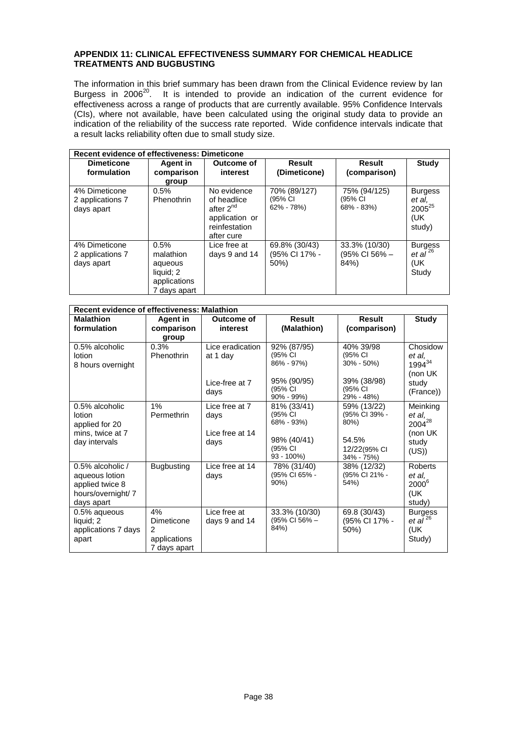**APPENDIX 11: CLINICAL EFFECTIVENESS SUMMARY FOR CHEMICAL HEADLICE TREATMENTS AND BUGBUSTING**

The information in this brief summary has been drawn from the Clinical Evidence review by Ian Burgess in 2006[20]. It is intended to provide an indication of the current evidence for effectiveness across a range of products that are currently available. 95% Confidence Intervals (CIs), where not available, have been calculated using the original study data to provide an indication of the reliability of the success rate reported. Wide confidence intervals indicate that a result lacks reliability often due to small study size.

| **Recent evidence of effectiveness: Dimeticone** | | | | | |
|---|---|---|---|---|---|
| **Dimeticone formulation** | **Agent in comparison group** | **Outcome of interest** | **Result (Dimeticone)** | **Result (comparison)** | **Study** |
| 4% Dimeticone 2 applications 7 days apart | 0.5% Phenothrin | No evidence of headlice after 2nd application or reinfestation after cure | 70% (89/127) (95% CI 62% - 78%) | 75% (94/125) (95% CI 68% - 83%) | Burgess *et al,* 2005[25] (UK study) |
| 4% Dimeticone 2 applications 7 days apart | 0.5% malathion aqueous liquid; 2 applications 7 days apart | Lice free at days 9 and 14 | 69.8% (30/43) (95% CI 17% - 50%) | 33.3% (10/30) (95% CI 56% – 84%) | Burgess *et al* [26] (UK Study |

| **Recent evidence of effectiveness: Malathion** | | | | | |
|---|---|---|---|---|---|
| **Malathion formulation** | **Agent in comparison group** | **Outcome of interest** | **Result (Malathion)** | **Result (comparison)** | **Study** |
| 0.5% alcoholic lotion 8 hours overnight | 0.3% Phenothrin | Lice eradication at 1 day<br><br>Lice-free at 7 days | 92% (87/95) (95% CI 86% - 97%)<br><br>95% (90/95) (95% CI 90% - 99%) | 40% 39/98 (95% CI 30% - 50%)<br><br>39% (38/98) (95% CI 29% - 48%) | Chosidow *et al,* 1994[34] (non UK study (France)) |
| 0.5% alcoholic lotion applied for 20 mins, twice at 7 day intervals | 1% Permethrin | Lice free at 7 days<br><br>Lice free at 14 days | 81% (33/41) (95% CI 68% - 93%)<br><br>98% (40/41) (95% CI 93 - 100%) | 59% (13/22) (95% CI 39% - 80%)<br><br>54.5% 12/22(95% CI 34% - 75%) | Meinking *et al,* 2004[28] (non UK study (US)) |
| 0.5% alcoholic / aqueous lotion applied twice 8 hours/overnight/ 7 days apart | Bugbusting | Lice free at 14 days | 78% (31/40) (95% CI 65% - 90%) | 38% (12/32) (95% CI 21% - 54%) | Roberts *et al,* 2000[6] (UK study) |
| 0.5% aqueous liquid; 2 applications 7 days apart | 4% Dimeticone 2 applications 7 days apart | Lice free at days 9 and 14 | 33.3% (10/30) (95% CI 56% – 84%) | 69.8 (30/43) (95% CI 17% - 50%) | Burgess *et al* [26] (UK Study) |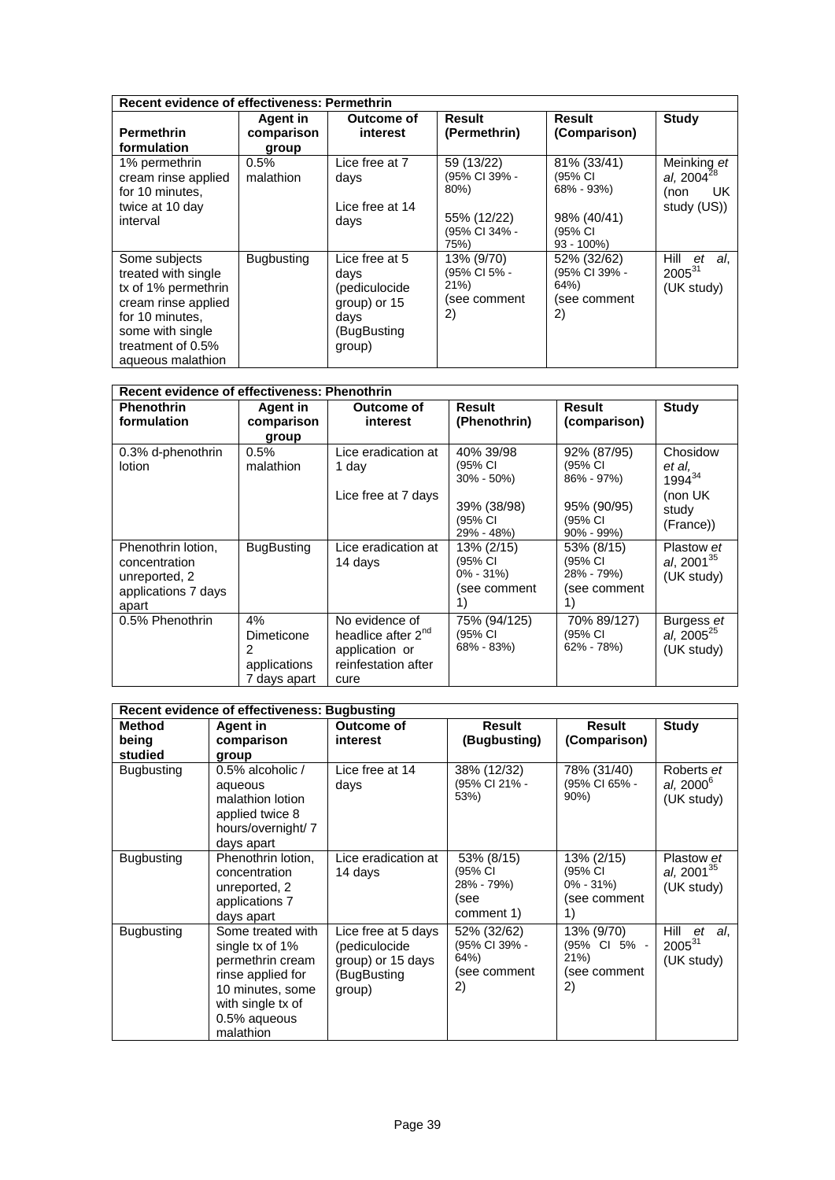| **Recent evidence of effectiveness: Permethrin** | | | | | |
|---|---|---|---|---|---|
| **Permethrin formulation** | **Agent in comparison group** | **Outcome of interest** | **Result (Permethrin)** | **Result (Comparison)** | **Study** |
| 1% permethrin cream rinse applied for 10 minutes, twice at 10 day interval | 0.5% malathion | Lice free at 7 days<br><br>Lice free at 14 days | 59 (13/22) (95% CI 39% - 80%)<br><br>55% (12/22) (95% CI 34% - 75%) | 81% (33/41) (95% CI 68% - 93%)<br><br>98% (40/41) (95% CI 93 - 100%) | Meinking *et al*, 2004[28] (non UK study (US)) |
| Some subjects treated with single tx of 1% permethrin cream rinse applied for 10 minutes, some with single treatment of 0.5% aqueous malathion | Bugbusting | Lice free at 5 days (pediculocide group) or 15 days (BugBusting group) | 13% (9/70) (95% CI 5% - 21%) (see comment 2) | 52% (32/62) (95% CI 39% - 64%) (see comment 2) | Hill *et al*, 2005[31] (UK study) |

| **Recent evidence of effectiveness: Phenothrin** | | | | | |
|---|---|---|---|---|---|
| **Phenothrin formulation** | **Agent in comparison group** | **Outcome of interest** | **Result (Phenothrin)** | **Result (comparison)** | **Study** |
| 0.3% d-phenothrin lotion | 0.5% malathion | Lice eradication at 1 day<br><br>Lice free at 7 days | 40% 39/98 (95% CI 30% - 50%)<br><br>39% (38/98) (95% CI 29% - 48%) | 92% (87/95) (95% CI 86% - 97%)<br><br>95% (90/95) (95% CI 90% - 99%) | Chosidow *et al,* 1994[34] (non UK study (France)) |
| Phenothrin lotion, concentration unreported, 2 applications 7 days apart | BugBusting | Lice eradication at 14 days | 13% (2/15) (95% CI 0% - 31%) (see comment 1) | 53% (8/15) (95% CI 28% - 79%) (see comment 1) | Plastow *et al*, 2001[35] (UK study) |
| 0.5% Phenothrin | 4% Dimeticone 2 applications 7 days apart | No evidence of headlice after 2nd application or reinfestation after cure | 75% (94/125) (95% CI 68% - 83%) | 70% 89/127) (95% CI 62% - 78%) | Burgess *et al,* 2005[25] (UK study) |

| **Recent evidence of effectiveness: Bugbusting** | | | | | |
|---|---|---|---|---|---|
| **Method being studied** | **Agent in comparison group** | **Outcome of interest** | **Result (Bugbusting)** | **Result (Comparison)** | **Study** |
| Bugbusting | 0.5% alcoholic / aqueous malathion lotion applied twice 8 hours/overnight/ 7 days apart | Lice free at 14 days | 38% (12/32) (95% CI 21% - 53%) | 78% (31/40) (95% CI 65% - 90%) | Roberts *et al,* 2000[6] (UK study) |
| Bugbusting | Phenothrin lotion, concentration unreported, 2 applications 7 days apart | Lice eradication at 14 days | 53% (8/15) (95% CI 28% - 79%) (see comment 1) | 13% (2/15) (95% CI 0% - 31%) (see comment 1) | Plastow *et al,* 2001[35] (UK study) |
| Bugbusting | Some treated with single tx of 1% permethrin cream rinse applied for 10 minutes, some with single tx of 0.5% aqueous malathion | Lice free at 5 days (pediculocide group) or 15 days (BugBusting group) | 52% (32/62) (95% CI 39% - 64%) (see comment 2) | 13% (9/70) (95% CI 5% - 21%) (see comment 2) | Hill *et al*, 2005[31] (UK study) |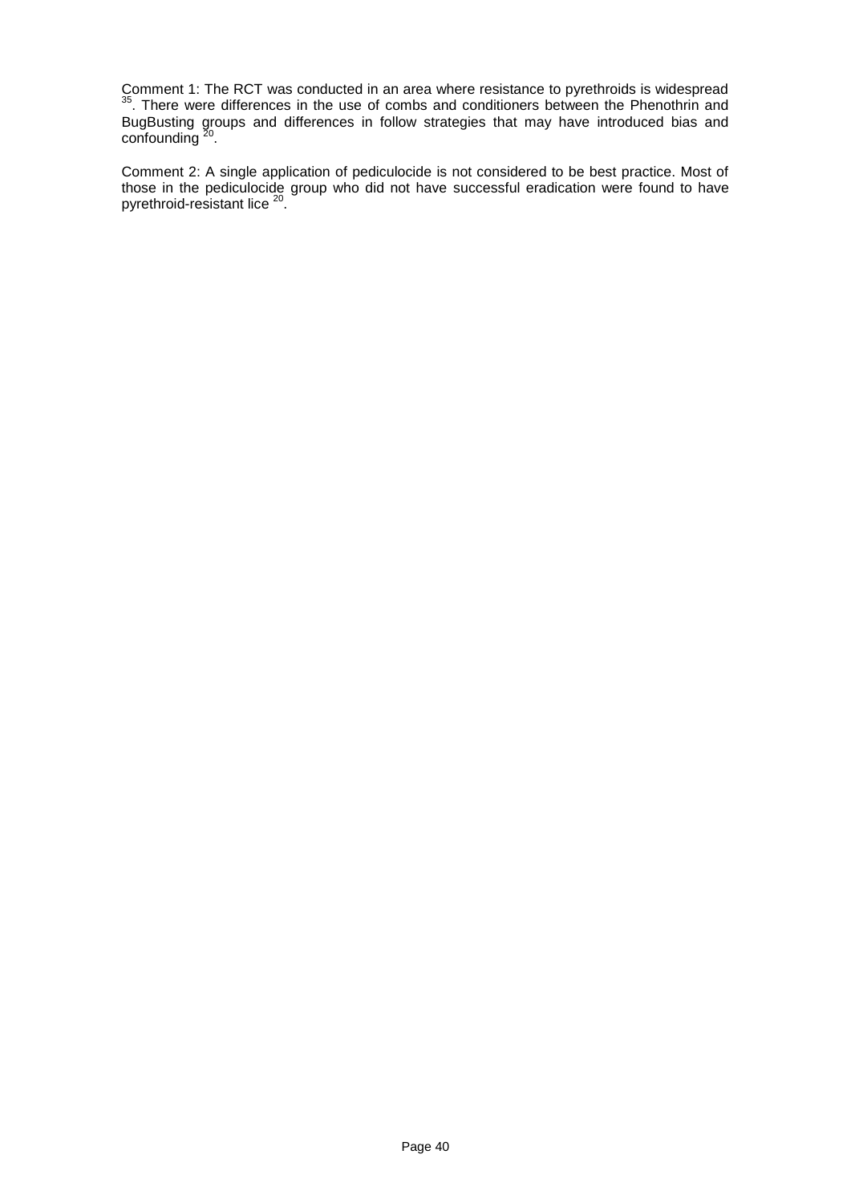Comment 1: The RCT was conducted in an area where resistance to pyrethroids is widespread [35]. There were differences in the use of combs and conditioners between the Phenothrin and BugBusting groups and differences in follow strategies that may have introduced bias and confounding [20].

Comment 2: A single application of pediculocide is not considered to be best practice. Most of those in the pediculocide group who did not have successful eradication were found to have pyrethroid-resistant lice [20].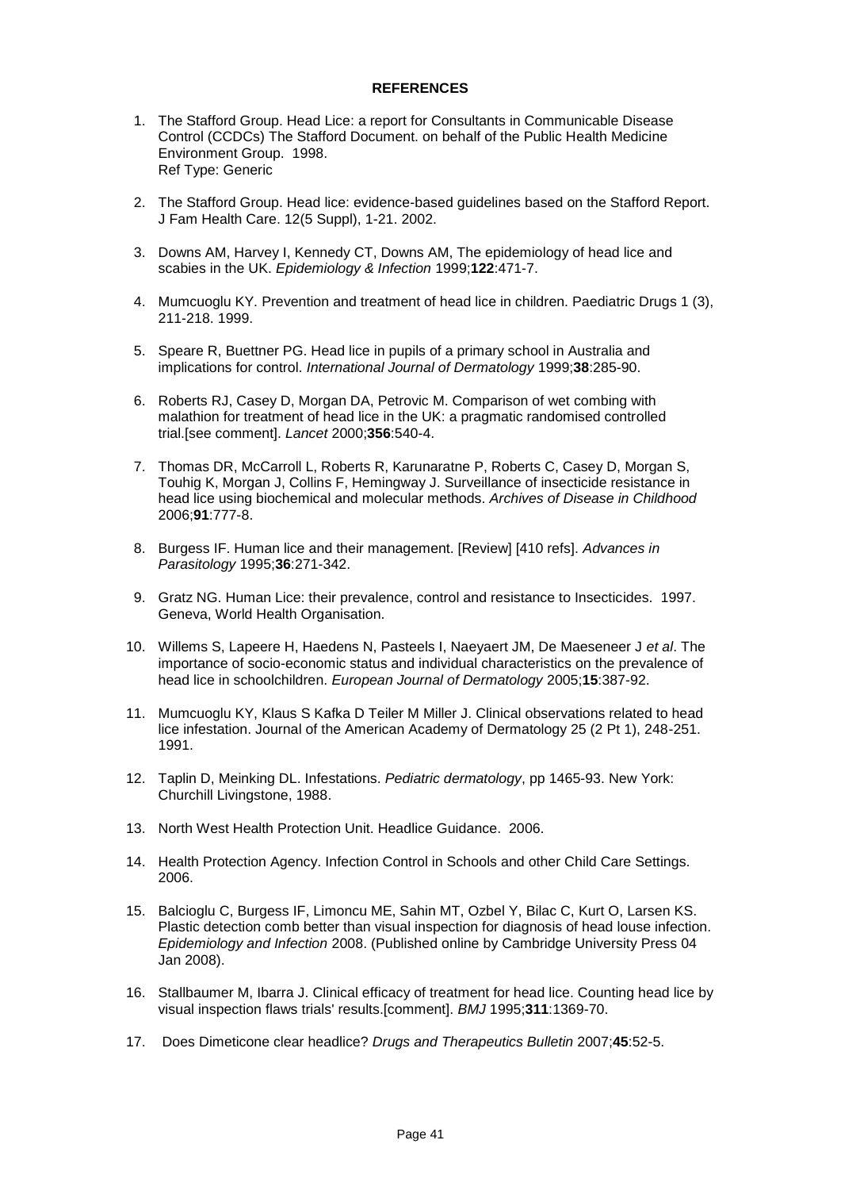**REFERENCES**

1. The Stafford Group. Head Lice: a report for Consultants in Communicable Disease Control (CCDCs) The Stafford Document. on behalf of the Public Health Medicine Environment Group. 1998.
   Ref Type: Generic

2. The Stafford Group. Head lice: evidence-based guidelines based on the Stafford Report. J Fam Health Care. 12(5 Suppl), 1-21. 2002.

3. Downs AM, Harvey I, Kennedy CT, Downs AM, The epidemiology of head lice and scabies in the UK. *Epidemiology & Infection* 1999;**122**:471-7.

4. Mumcuoglu KY. Prevention and treatment of head lice in children. Paediatric Drugs 1 (3), 211-218. 1999.

5. Speare R, Buettner PG. Head lice in pupils of a primary school in Australia and implications for control. *International Journal of Dermatology* 1999;**38**:285-90.

6. Roberts RJ, Casey D, Morgan DA, Petrovic M. Comparison of wet combing with malathion for treatment of head lice in the UK: a pragmatic randomised controlled trial.[see comment]. *Lancet* 2000;**356**:540-4.

7. Thomas DR, McCarroll L, Roberts R, Karunaratne P, Roberts C, Casey D, Morgan S, Touhig K, Morgan J, Collins F, Hemingway J. Surveillance of insecticide resistance in head lice using biochemical and molecular methods. *Archives of Disease in Childhood* 2006;**91**:777-8.

8. Burgess IF. Human lice and their management. [Review] [410 refs]. *Advances in Parasitology* 1995;**36**:271-342.

9. Gratz NG. Human Lice: their prevalence, control and resistance to Insecticides. 1997. Geneva, World Health Organisation.

10. Willems S, Lapeere H, Haedens N, Pasteels I, Naeyaert JM, De Maeseneer J *et al*. The importance of socio-economic status and individual characteristics on the prevalence of head lice in schoolchildren. *European Journal of Dermatology* 2005;**15**:387-92.

11. Mumcuoglu KY, Klaus S Kafka D Teiler M Miller J. Clinical observations related to head lice infestation. Journal of the American Academy of Dermatology 25 (2 Pt 1), 248-251. 1991.

12. Taplin D, Meinking DL. Infestations. *Pediatric dermatology*, pp 1465-93. New York: Churchill Livingstone, 1988.

13. North West Health Protection Unit. Headlice Guidance. 2006.

14. Health Protection Agency. Infection Control in Schools and other Child Care Settings. 2006.

15. Balcioglu C, Burgess IF, Limoncu ME, Sahin MT, Ozbel Y, Bilac C, Kurt O, Larsen KS. Plastic detection comb better than visual inspection for diagnosis of head louse infection. *Epidemiology and Infection* 2008. (Published online by Cambridge University Press 04 Jan 2008).

16. Stallbaumer M, Ibarra J. Clinical efficacy of treatment for head lice. Counting head lice by visual inspection flaws trials' results.[comment]. *BMJ* 1995;**311**:1369-70.

17. Does Dimeticone clear headlice? *Drugs and Therapeutics Bulletin* 2007;**45**:52-5.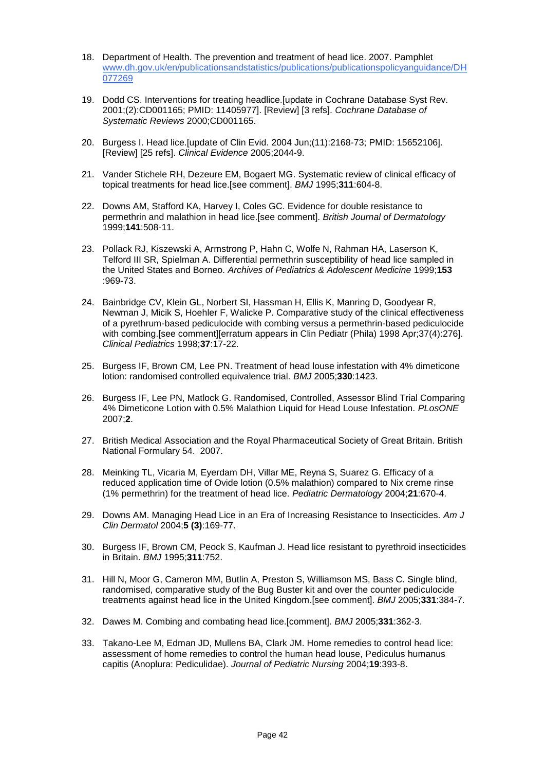18. Department of Health. The prevention and treatment of head lice. 2007. Pamphlet [www.dh.gov.uk/en/publicationsandstatistics/publications/publicationspolicyanguidance/DH077269](www.dh.gov.uk/en/publicationsandstatistics/publications/publicationspolicyanguidance/DH077269)

19. Dodd CS. Interventions for treating headlice.[update in Cochrane Database Syst Rev. 2001;(2):CD001165; PMID: 11405977]. [Review] [3 refs]. *Cochrane Database of Systematic Reviews* 2000;CD001165.

20. Burgess I. Head lice.[update of Clin Evid. 2004 Jun;(11):2168-73; PMID: 15652106]. [Review] [25 refs]. *Clinical Evidence* 2005;2044-9.

21. Vander Stichele RH, Dezeure EM, Bogaert MG. Systematic review of clinical efficacy of topical treatments for head lice.[see comment]. *BMJ* 1995;**311**:604-8.

22. Downs AM, Stafford KA, Harvey I, Coles GC. Evidence for double resistance to permethrin and malathion in head lice.[see comment]. *British Journal of Dermatology* 1999;**141**:508-11.

23. Pollack RJ, Kiszewski A, Armstrong P, Hahn C, Wolfe N, Rahman HA, Laserson K, Telford III SR, Spielman A. Differential permethrin susceptibility of head lice sampled in the United States and Borneo. *Archives of Pediatrics & Adolescent Medicine* 1999;**153**:969-73.

24. Bainbridge CV, Klein GL, Norbert SI, Hassman H, Ellis K, Manring D, Goodyear R, Newman J, Micik S, Hoehler F, Walicke P. Comparative study of the clinical effectiveness of a pyrethrum-based pediculocide with combing versus a permethrin-based pediculocide with combing.[see comment][erratum appears in Clin Pediatr (Phila) 1998 Apr;37(4):276]. *Clinical Pediatrics* 1998;**37**:17-22.

25. Burgess IF, Brown CM, Lee PN. Treatment of head louse infestation with 4% dimeticone lotion: randomised controlled equivalence trial. *BMJ* 2005;**330**:1423.

26. Burgess IF, Lee PN, Matlock G. Randomised, Controlled, Assessor Blind Trial Comparing 4% Dimeticone Lotion with 0.5% Malathion Liquid for Head Louse Infestation. *PLosONE* 2007;**2**.

27. British Medical Association and the Royal Pharmaceutical Society of Great Britain. British National Formulary 54. 2007.

28. Meinking TL, Vicaria M, Eyerdam DH, Villar ME, Reyna S, Suarez G. Efficacy of a reduced application time of Ovide lotion (0.5% malathion) compared to Nix creme rinse (1% permethrin) for the treatment of head lice. *Pediatric Dermatology* 2004;**21**:670-4.

29. Downs AM. Managing Head Lice in an Era of Increasing Resistance to Insecticides. *Am J Clin Dermatol* 2004;**5 (3)**:169-77.

30. Burgess IF, Brown CM, Peock S, Kaufman J. Head lice resistant to pyrethroid insecticides in Britain. *BMJ* 1995;**311**:752.

31. Hill N, Moor G, Cameron MM, Butlin A, Preston S, Williamson MS, Bass C. Single blind, randomised, comparative study of the Bug Buster kit and over the counter pediculocide treatments against head lice in the United Kingdom.[see comment]. *BMJ* 2005;**331**:384-7.

32. Dawes M. Combing and combating head lice.[comment]. *BMJ* 2005;**331**:362-3.

33. Takano-Lee M, Edman JD, Mullens BA, Clark JM. Home remedies to control head lice: assessment of home remedies to control the human head louse, Pediculus humanus capitis (Anoplura: Pediculidae). *Journal of Pediatric Nursing* 2004;**19**:393-8.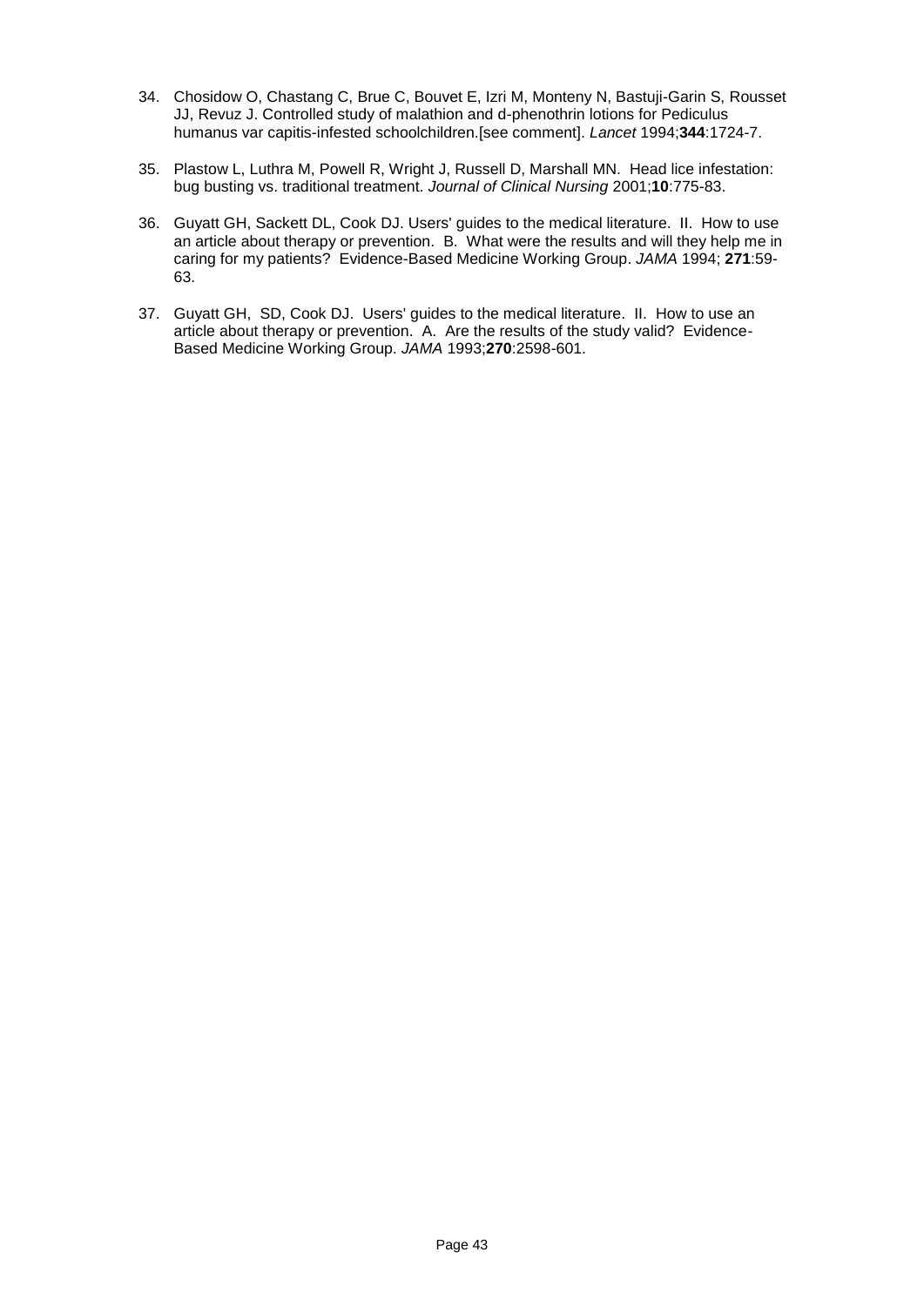34. Chosidow O, Chastang C, Brue C, Bouvet E, Izri M, Monteny N, Bastuji-Garin S, Rousset JJ, Revuz J. Controlled study of malathion and d-phenothrin lotions for Pediculus humanus var capitis-infested schoolchildren.[see comment]. *Lancet* 1994;**344**:1724-7.

35. Plastow L, Luthra M, Powell R, Wright J, Russell D, Marshall MN. Head lice infestation: bug busting vs. traditional treatment. *Journal of Clinical Nursing* 2001;**10**:775-83.

36. Guyatt GH, Sackett DL, Cook DJ. Users' guides to the medical literature. II. How to use an article about therapy or prevention. B. What were the results and will they help me in caring for my patients? Evidence-Based Medicine Working Group. *JAMA* 1994; **271**:59-63.

37. Guyatt GH, SD, Cook DJ. Users' guides to the medical literature. II. How to use an article about therapy or prevention. A. Are the results of the study valid? Evidence-Based Medicine Working Group. *JAMA* 1993;**270**:2598-601.